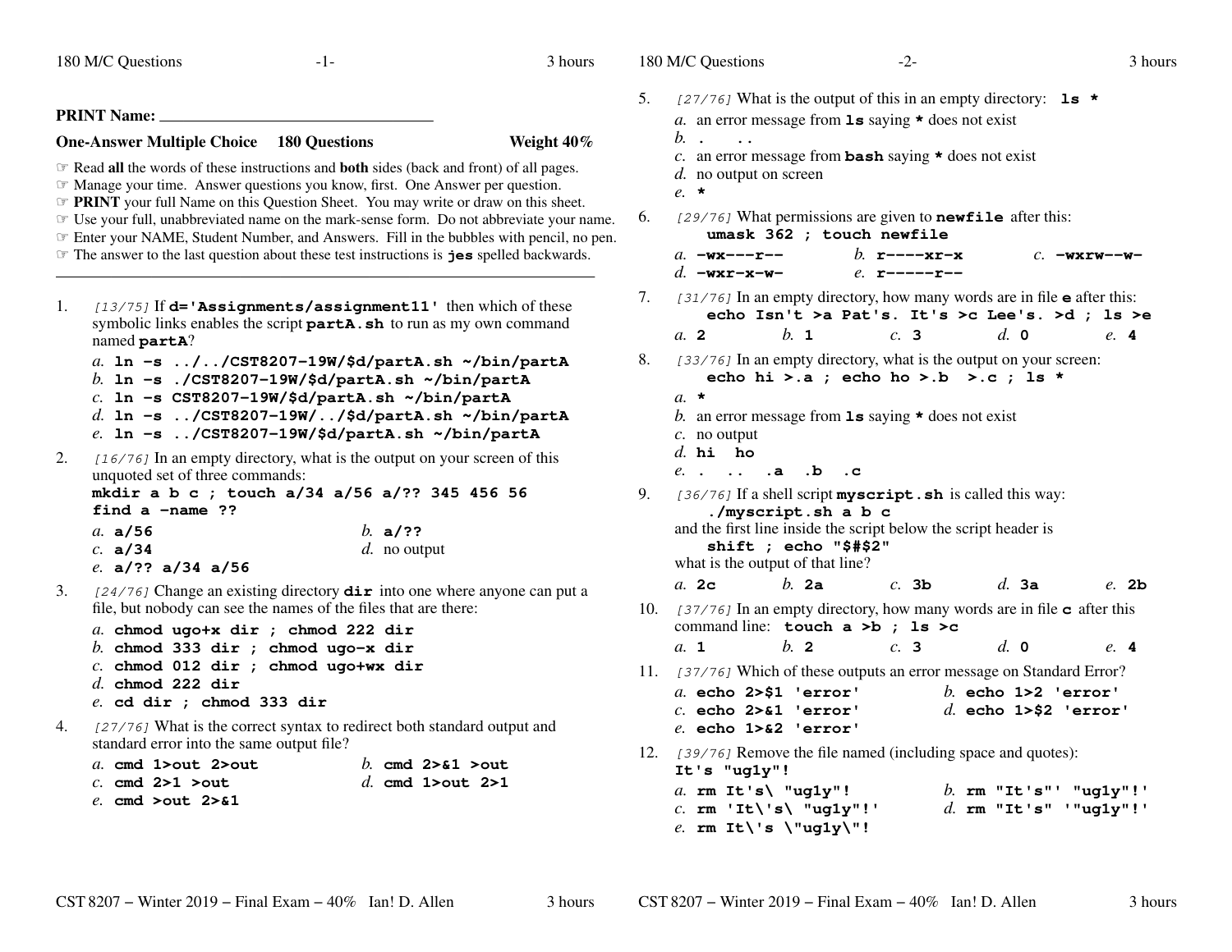**PRINT Name:** ______________________________

**One-Answer Multiple Choice 180 Questions** **Weight 40%**

☞ Read **all** the words of these instructions and **both** sides (back and front) of all pages.
☞ Manage your time. Answer questions you know, first. One Answer per question.
☞ **PRINT** your full Name on this Question Sheet. You may write or draw on this sheet.
☞ Use your full, unabbreviated name on the mark-sense form. Do not abbreviate your name.
☞ Enter your NAME, Student Number, and Answers. Fill in the bubbles with pencil, no pen.
☞ The answer to the last question about these test instructions is **jes** spelled backwards.

---

1. *[13/75]* If **d='Assignments/assignment11'** then which of these symbolic links enables the script **partA.sh** to run as my own command named **partA**?
   *a.* **ln -s ../../CST8207-19W/$d/partA.sh ~/bin/partA**
   *b.* **ln -s ./CST8207-19W/$d/partA.sh ~/bin/partA**
   *c.* **ln -s CST8207-19W/$d/partA.sh ~/bin/partA**
   *d.* **ln -s ../CST8207-19W/../$d/partA.sh ~/bin/partA**
   *e.* **ln -s ../CST8207-19W/$d/partA.sh ~/bin/partA**

2. *[16/76]* In an empty directory, what is the output on your screen of this unquoted set of three commands:
   **mkdir a b c ; touch a/34 a/56 a/?? 345 456 56**
   **find a -name ??**
   *a.* **a/56**
   *b.* **a/??**
   *c.* **a/34**
   *d.* no output
   *e.* **a/?? a/34 a/56**

3. *[24/76]* Change an existing directory **dir** into one where anyone can put a file, but nobody can see the names of the files that are there:
   *a.* **chmod ugo+x dir ; chmod 222 dir**
   *b.* **chmod 333 dir ; chmod ugo-x dir**
   *c.* **chmod 012 dir ; chmod ugo+wx dir**
   *d.* **chmod 222 dir**
   *e.* **cd dir ; chmod 333 dir**

4. *[27/76]* What is the correct syntax to redirect both standard output and standard error into the same output file?
   *a.* **cmd 1>out 2>out**
   *b.* **cmd 2>&1 >out**
   *c.* **cmd 2>1 >out**
   *d.* **cmd 1>out 2>1**
   *e.* **cmd >out 2>&1**

5. *[27/76]* What is the output of this in an empty directory: **ls \***
   *a.* an error message from **ls** saying **\*** does not exist
   *b.* **. ..**
   *c.* an error message from **bash** saying **\*** does not exist
   *d.* no output on screen
   *e.* **\***

6. *[29/76]* What permissions are given to **newfile** after this:
   **umask 362 ; touch newfile**
   *a.* **-wx---r--**
   *b.* **r----xr-x**
   *c.* **-wxrw--w-**
   *d.* **-wxr-x-w-**
   *e.* **r-----r--**

7. *[31/76]* In an empty directory, how many words are in file **e** after this:
   **echo Isn't >a Pat's. It's >c Lee's. >d ; ls >e**
   *a.* **2**
   *b.* **1**
   *c.* **3**
   *d.* **0**
   *e.* **4**

8. *[33/76]* In an empty directory, what is the output on your screen:
   **echo hi >.a ; echo ho >.b >.c ; ls \***
   *a.* **\***
   *b.* an error message from **ls** saying **\*** does not exist
   *c.* no output
   *d.* **hi ho**
   *e.* **. .. .a .b .c**

9. *[36/76]* If a shell script **myscript.sh** is called this way:
   **./myscript.sh a b c**
   and the first line inside the script below the script header is
   **shift ; echo "$#$2"**
   what is the output of that line?
   *a.* **2c**
   *b.* **2a**
   *c.* **3b**
   *d.* **3a**
   *e.* **2b**

10. *[37/76]* In an empty directory, how many words are in file **c** after this command line: **touch a >b ; ls >c**
    *a.* **1**
    *b.* **2**
    *c.* **3**
    *d.* **0**
    *e.* **4**

11. *[37/76]* Which of these outputs an error message on Standard Error?
    *a.* **echo 2>$1 'error'**
    *b.* **echo 1>2 'error'**
    *c.* **echo 2>&1 'error'**
    *d.* **echo 1>$2 'error'**
    *e.* **echo 1>&2 'error'**

12. *[39/76]* Remove the file named (including space and quotes):
    **It's "ug1y"!**
    *a.* **rm It's\ "ug1y"!**
    *b.* **rm "It's"' "ug1y"!'**
    *c.* **rm 'It\'s\ "ug1y"!'**
    *d.* **rm "It's" '"ug1y"!'**
    *e.* **rm It\'s \"ug1y\"!**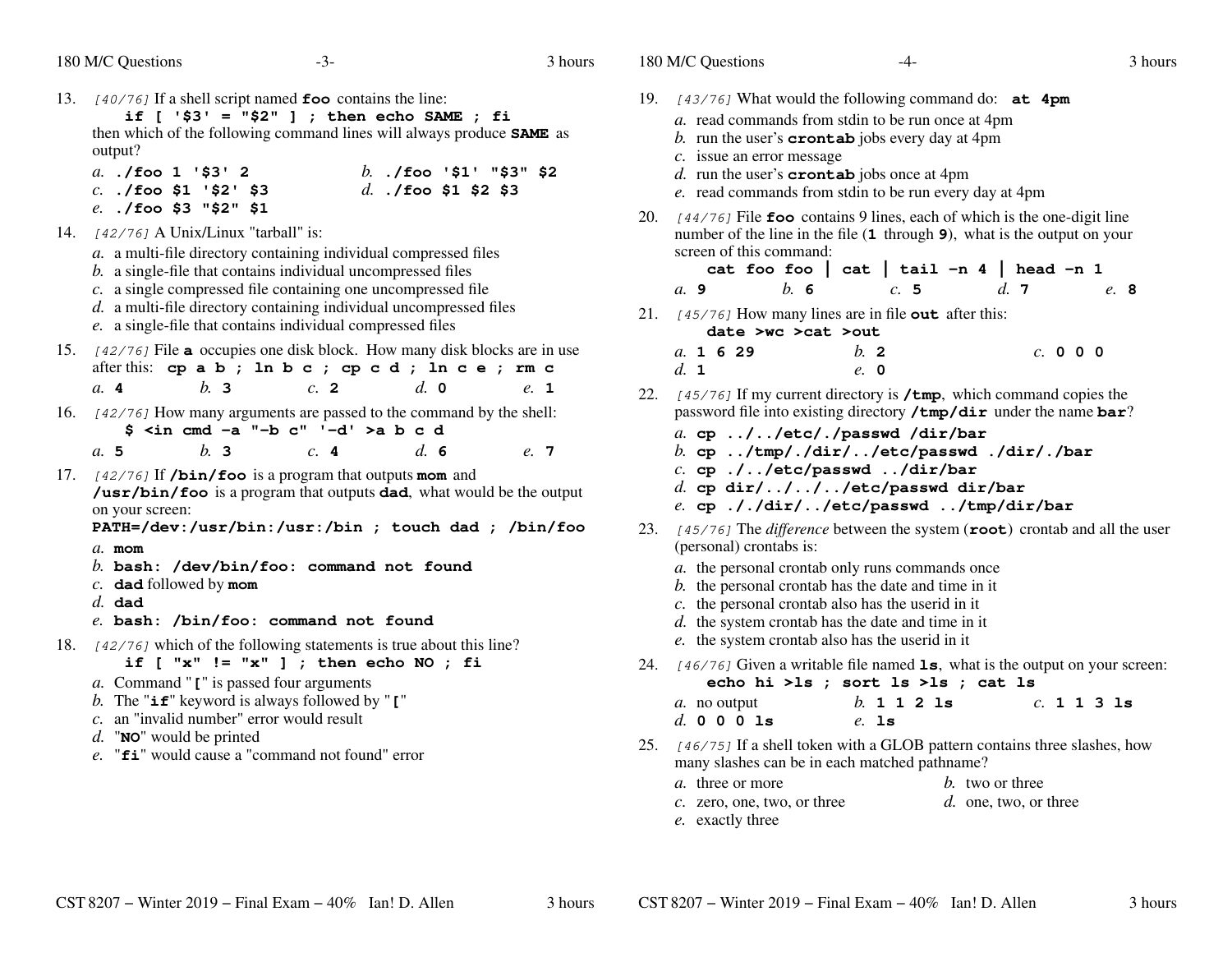13. *[40/76]* If a shell script named **`foo`** contains the line:
    **`if [ '$3' = "$2" ] ; then echo SAME ; fi`**
    then which of the following command lines will always produce **`SAME`** as output?

    *a.* **`./foo 1 '$3' 2`**
    *b.* **`./foo '$1' "$3" $2`**
    *c.* **`./foo $1 '$2' $3`**
    *d.* **`./foo $1 $2 $3`**
    *e.* **`./foo $3 "$2" $1`**

14. *[42/76]* A Unix/Linux "tarball" is:

    *a.* a multi-file directory containing individual compressed files
    *b.* a single-file that contains individual uncompressed files
    *c.* a single compressed file containing one uncompressed file
    *d.* a multi-file directory containing individual uncompressed files
    *e.* a single-file that contains individual compressed files

15. *[42/76]* File **`a`** occupies one disk block. How many disk blocks are in use after this: **`cp a b ; ln b c ; cp c d ; ln c e ; rm c`**

    *a.* **4** *b.* **3** *c.* **2** *d.* **0** *e.* **1**

16. *[42/76]* How many arguments are passed to the command by the shell:
    **`$ <in cmd -a "-b c" '-d' >a b c d`**

    *a.* **5** *b.* **3** *c.* **4** *d.* **6** *e.* **7**

17. *[42/76]* If **`/bin/foo`** is a program that outputs **`mom`** and **`/usr/bin/foo`** is a program that outputs **`dad`**, what would be the output on your screen:
    **`PATH=/dev:/usr/bin:/usr:/bin ; touch dad ; /bin/foo`**

    *a.* **`mom`**
    *b.* **`bash: /dev/bin/foo: command not found`**
    *c.* **`dad`** followed by **`mom`**
    *d.* **`dad`**
    *e.* **`bash: /bin/foo: command not found`**

18. *[42/76]* which of the following statements is true about this line?
    **`if [ "x" != "x" ] ; then echo NO ; fi`**

    *a.* Command "**`[`**" is passed four arguments
    *b.* The "**`if`**" keyword is always followed by "**`[`**"
    *c.* an "invalid number" error would result
    *d.* "**`NO`**" would be printed
    *e.* "**`fi`**" would cause a "command not found" error

19. *[43/76]* What would the following command do: **`at 4pm`**

    *a.* read commands from stdin to be run once at 4pm
    *b.* run the user's **`crontab`** jobs every day at 4pm
    *c.* issue an error message
    *d.* run the user's **`crontab`** jobs once at 4pm
    *e.* read commands from stdin to be run every day at 4pm

20. *[44/76]* File **`foo`** contains 9 lines, each of which is the one-digit line number of the line in the file (**`1`** through **`9`**), what is the output on your screen of this command:
    **`cat foo foo | cat | tail -n 4 | head -n 1`**

    *a.* **9** *b.* **6** *c.* **5** *d.* **7** *e.* **8**

21. *[45/76]* How many lines are in file **`out`** after this:
    **`date >wc >cat >out`**

    *a.* **`1 6 29`**
    *b.* **2**
    *c.* **`0 0 0`**
    *d.* **1**
    *e.* **0**

22. *[45/76]* If my current directory is **`/tmp`**, which command copies the password file into existing directory **`/tmp/dir`** under the name **`bar`**?

    *a.* **`cp ../../etc/./passwd /dir/bar`**
    *b.* **`cp ../tmp/./dir/../etc/passwd ./dir/./bar`**
    *c.* **`cp ./../etc/passwd ../dir/bar`**
    *d.* **`cp dir/../../../etc/passwd dir/bar`**
    *e.* **`cp ././dir/../etc/passwd ../tmp/dir/bar`**

23. *[45/76]* The *difference* between the system (**`root`**) crontab and all the user (personal) crontabs is:

    *a.* the personal crontab only runs commands once
    *b.* the personal crontab has the date and time in it
    *c.* the personal crontab also has the userid in it
    *d.* the system crontab has the date and time in it
    *e.* the system crontab also has the userid in it

24. *[46/76]* Given a writable file named **`ls`**, what is the output on your screen:
    **`echo hi >ls ; sort ls >ls ; cat ls`**

    *a.* no output
    *b.* **`1 1 2 ls`**
    *c.* **`1 1 3 ls`**
    *d.* **`0 0 0 ls`**
    *e.* **`ls`**

25. *[46/75]* If a shell token with a GLOB pattern contains three slashes, how many slashes can be in each matched pathname?

    *a.* three or more
    *b.* two or three
    *c.* zero, one, two, or three
    *d.* one, two, or three
    *e.* exactly three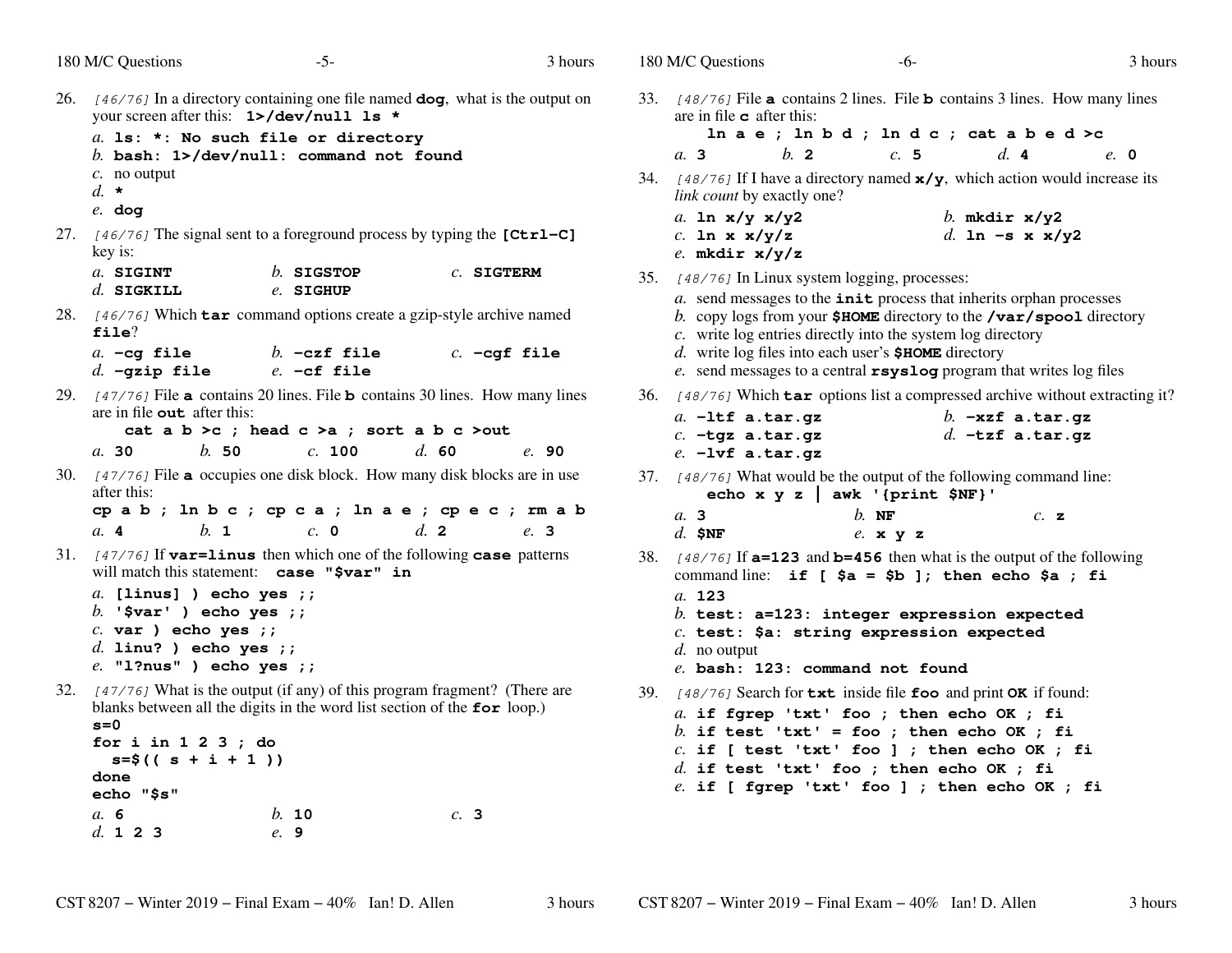26. *[46/76]* In a directory containing one file named **dog**, what is the output on your screen after this: **1>/dev/null ls ***

   *a.* **ls: *: No such file or directory**
   *b.* **bash: 1>/dev/null: command not found**
   *c.* no output
   *d.* *****
   *e.* **dog**

27. *[46/76]* The signal sent to a foreground process by typing the **[Ctrl-C]** key is:

   *a.* **SIGINT** *b.* **SIGSTOP** *c.* **SIGTERM**
   *d.* **SIGKILL** *e.* **SIGHUP**

28. *[46/76]* Which **tar** command options create a gzip-style archive named **file**?

   *a.* **-cg file** *b.* **-czf file** *c.* **-cgf file**
   *d.* **-gzip file** *e.* **-cf file**

29. *[47/76]* File **a** contains 20 lines. File **b** contains 30 lines. How many lines are in file **out** after this:

   **cat a b >c ; head c >a ; sort a b c >out**

   *a.* **30** *b.* **50** *c.* **100** *d.* **60** *e.* **90**

30. *[47/76]* File **a** occupies one disk block. How many disk blocks are in use after this:

   **cp a b ; ln b c ; cp c a ; ln a e ; cp e c ; rm a b**

   *a.* **4** *b.* **1** *c.* **0** *d.* **2** *e.* **3**

31. *[47/76]* If **var=linus** then which one of the following **case** patterns will match this statement: **case "$var" in**

   *a.* **[linus] ) echo yes ;;**
   *b.* **'$var' ) echo yes ;;**
   *c.* **var ) echo yes ;;**
   *d.* **linu? ) echo yes ;;**
   *e.* **"l?nus" ) echo yes ;;**

32. *[47/76]* What is the output (if any) of this program fragment? (There are blanks between all the digits in the word list section of the **for** loop.)

```
s=0
for i in 1 2 3 ; do
  s=$(( s + i + 1 ))
done
echo "$s"
```

   *a.* **6** *b.* **10** *c.* **3**
   *d.* **1 2 3** *e.* **9**

33. *[48/76]* File **a** contains 2 lines. File **b** contains 3 lines. How many lines are in file **c** after this:

   **ln a e ; ln b d ; ln d c ; cat a b e d >c**

   *a.* **3** *b.* **2** *c.* **5** *d.* **4** *e.* **0**

34. *[48/76]* If I have a directory named **x/y**, which action would increase its *link count* by exactly one?

   *a.* **ln x/y x/y2** *b.* **mkdir x/y2**
   *c.* **ln x x/y/z** *d.* **ln -s x x/y2**
   *e.* **mkdir x/y/z**

35. *[48/76]* In Linux system logging, processes:

   *a.* send messages to the **init** process that inherits orphan processes
   *b.* copy logs from your **$HOME** directory to the **/var/spool** directory
   *c.* write log entries directly into the system log directory
   *d.* write log files into each user's **$HOME** directory
   *e.* send messages to a central **rsyslog** program that writes log files

36. *[48/76]* Which **tar** options list a compressed archive without extracting it?

   *a.* **-ltf a.tar.gz** *b.* **-xzf a.tar.gz**
   *c.* **-tgz a.tar.gz** *d.* **-tzf a.tar.gz**
   *e.* **-lvf a.tar.gz**

37. *[48/76]* What would be the output of the following command line:

   **echo x y z | awk '{print $NF}'**

   *a.* **3** *b.* **NF** *c.* **z**
   *d.* **$NF** *e.* **x y z**

38. *[48/76]* If **a=123** and **b=456** then what is the output of the following command line: **if [ $a = $b ]; then echo $a ; fi**

   *a.* **123**
   *b.* **test: a=123: integer expression expected**
   *c.* **test: $a: string expression expected**
   *d.* no output
   *e.* **bash: 123: command not found**

39. *[48/76]* Search for **txt** inside file **foo** and print **OK** if found:

   *a.* **if fgrep 'txt' foo ; then echo OK ; fi**
   *b.* **if test 'txt' = foo ; then echo OK ; fi**
   *c.* **if [ test 'txt' foo ] ; then echo OK ; fi**
   *d.* **if test 'txt' foo ; then echo OK ; fi**
   *e.* **if [ fgrep 'txt' foo ] ; then echo OK ; fi**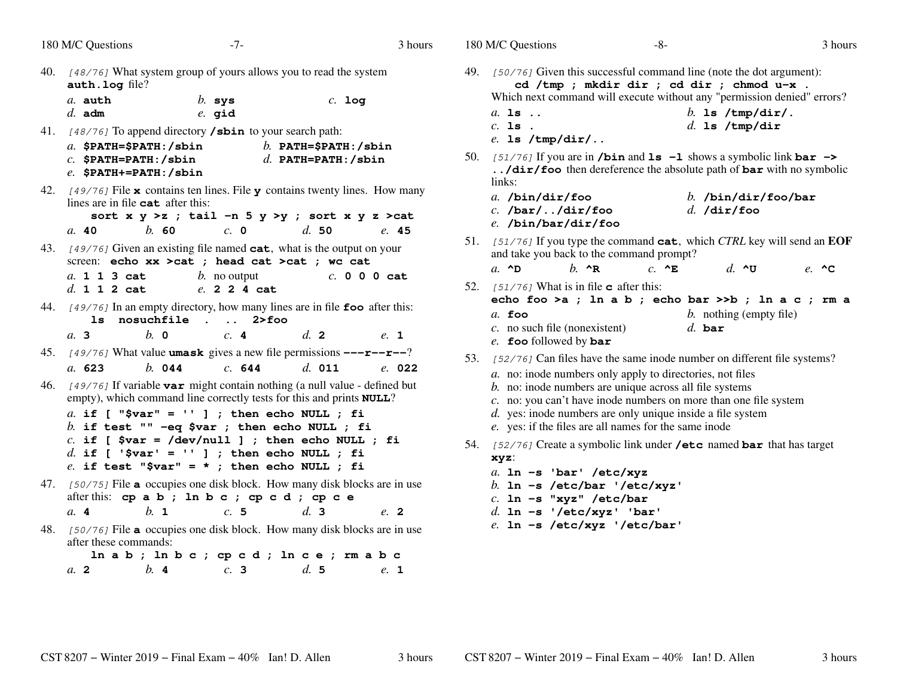40. *[48/76]* What system group of yours allows you to read the system **auth.log** file?

    *a.* **auth** *b.* **sys** *c.* **log**
    *d.* **adm** *e.* **gid**

41. *[48/76]* To append directory **/sbin** to your search path:

    *a.* **$PATH=$PATH:/sbin** *b.* **PATH=$PATH:/sbin**
    *c.* **$PATH=PATH:/sbin** *d.* **PATH=PATH:/sbin**
    *e.* **$PATH+=PATH:/sbin**

42. *[49/76]* File **x** contains ten lines. File **y** contains twenty lines. How many lines are in file **cat** after this:

    ```
    sort x y >z ; tail -n 5 y >y ; sort x y z >cat
    ```

    *a.* **40** *b.* **60** *c.* **0** *d.* **50** *e.* **45**

43. *[49/76]* Given an existing file named **cat**, what is the output on your screen: **echo xx >cat ; head cat >cat ; wc cat**

    *a.* **1 1 3 cat** *b.* no output *c.* **0 0 0 cat**
    *d.* **1 1 2 cat** *e.* **2 2 4 cat**

44. *[49/76]* In an empty directory, how many lines are in file **foo** after this:

    ```
    ls nosuchfile . .. 2>foo
    ```

    *a.* **3** *b.* **0** *c.* **4** *d.* **2** *e.* **1**

45. *[49/76]* What value **umask** gives a new file permissions **---r--r--**?

    *a.* **623** *b.* **044** *c.* **644** *d.* **011** *e.* **022**

46. *[49/76]* If variable **var** might contain nothing (a null value - defined but empty), which command line correctly tests for this and prints **NULL**?

    *a.* **if [ "$var" = '' ] ; then echo NULL ; fi**
    *b.* **if test "" -eq $var ; then echo NULL ; fi**
    *c.* **if [ $var = /dev/null ] ; then echo NULL ; fi**
    *d.* **if [ '$var' = '' ] ; then echo NULL ; fi**
    *e.* **if test "$var" = * ; then echo NULL ; fi**

47. *[50/75]* File **a** occupies one disk block. How many disk blocks are in use after this: **cp a b ; ln b c ; cp c d ; cp c e**

    *a.* **4** *b.* **1** *c.* **5** *d.* **3** *e.* **2**

48. *[50/76]* File **a** occupies one disk block. How many disk blocks are in use after these commands:

    ```
    ln a b ; ln b c ; cp c d ; ln c e ; rm a b c
    ```

    *a.* **2** *b.* **4** *c.* **3** *d.* **5** *e.* **1**

49. *[50/76]* Given this successful command line (note the dot argument):

    ```
    cd /tmp ; mkdir dir ; cd dir ; chmod u-x .
    ```

    Which next command will execute without any "permission denied" errors?

    *a.* **ls ..** *b.* **ls /tmp/dir/.**
    *c.* **ls .** *d.* **ls /tmp/dir**
    *e.* **ls /tmp/dir/..**

50. *[51/76]* If you are in **/bin** and **ls -l** shows a symbolic link **bar -> ../dir/foo** then dereference the absolute path of **bar** with no symbolic links:

    *a.* **/bin/dir/foo** *b.* **/bin/dir/foo/bar**
    *c.* **/bar/../dir/foo** *d.* **/dir/foo**
    *e.* **/bin/bar/dir/foo**

51. *[51/76]* If you type the command **cat**, which *CTRL* key will send an **EOF** and take you back to the command prompt?

    *a.* **^D** *b.* **^R** *c.* **^E** *d.* **^U** *e.* **^C**

52. *[51/76]* What is in file **c** after this:

    ```
    echo foo >a ; ln a b ; echo bar >>b ; ln a c ; rm a
    ```

    *a.* **foo** *b.* nothing (empty file)
    *c.* no such file (nonexistent) *d.* **bar**
    *e.* **foo** followed by **bar**

53. *[52/76]* Can files have the same inode number on different file systems?

    *a.* no: inode numbers only apply to directories, not files
    *b.* no: inode numbers are unique across all file systems
    *c.* no: you can't have inode numbers on more than one file system
    *d.* yes: inode numbers are only unique inside a file system
    *e.* yes: if the files are all names for the same inode

54. *[52/76]* Create a symbolic link under **/etc** named **bar** that has target **xyz**:

    *a.* **ln -s 'bar' /etc/xyz**
    *b.* **ln -s /etc/bar '/etc/xyz'**
    *c.* **ln -s "xyz" /etc/bar**
    *d.* **ln -s '/etc/xyz' 'bar'**
    *e.* **ln -s /etc/xyz '/etc/bar'**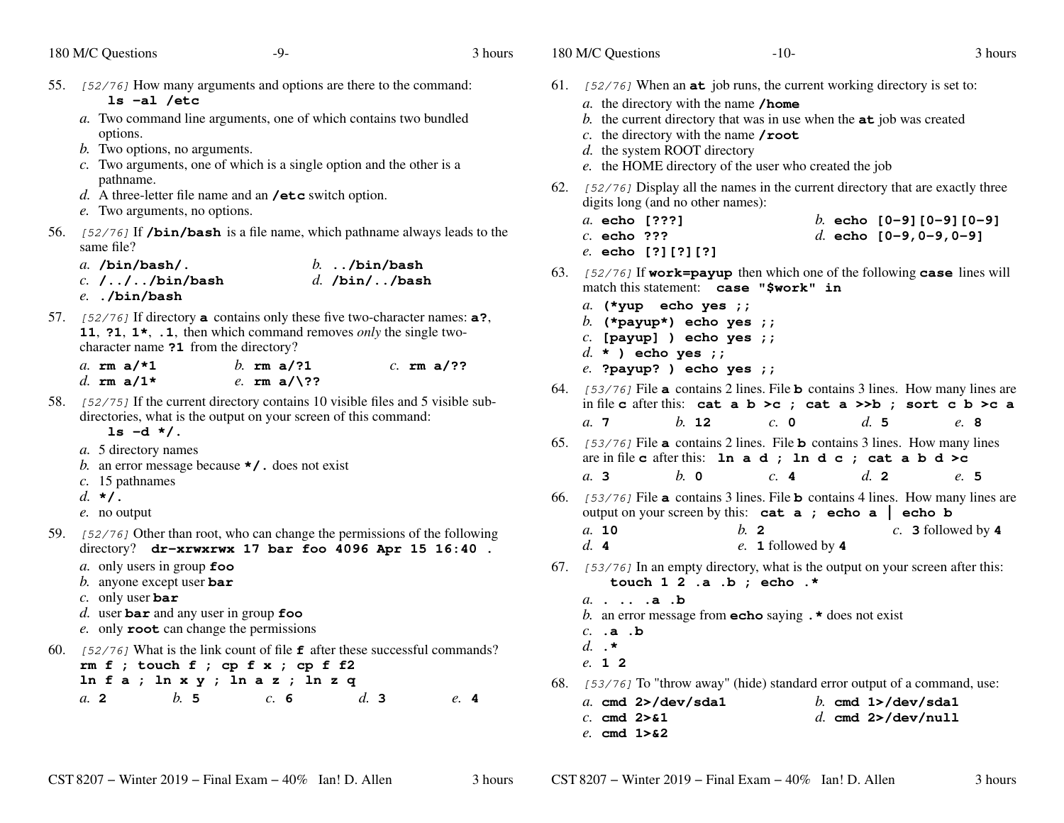55. *[52/76]* How many arguments and options are there to the command:
    **`ls -al /etc`**

    *a.* Two command line arguments, one of which contains two bundled options.
    *b.* Two options, no arguments.
    *c.* Two arguments, one of which is a single option and the other is a pathname.
    *d.* A three-letter file name and an **`/etc`** switch option.
    *e.* Two arguments, no options.

56. *[52/76]* If **`/bin/bash`** is a file name, which pathname always leads to the same file?

    *a.* **`/bin/bash/.`**
    *b.* **`../bin/bash`**
    *c.* **`/../../bin/bash`**
    *d.* **`/bin/../bash`**
    *e.* **`./bin/bash`**

57. *[52/76]* If directory **`a`** contains only these five two-character names: **`a?`**, **`11`**, **`?1`**, **`1*`**, **`.1`**, then which command removes *only* the single two-character name **`?1`** from the directory?

    *a.* **`rm a/*1`**
    *b.* **`rm a/?1`**
    *c.* **`rm a/??`**
    *d.* **`rm a/1*`**
    *e.* **`rm a/\??`**

58. *[52/75]* If the current directory contains 10 visible files and 5 visible sub-directories, what is the output on your screen of this command:
    **`ls -d */.`**

    *a.* 5 directory names
    *b.* an error message because **`*/.`** does not exist
    *c.* 15 pathnames
    *d.* **`*/.`**
    *e.* no output

59. *[52/76]* Other than root, who can change the permissions of the following directory? **`dr-xrwxrwx 17 bar foo 4096 Apr 15 16:40 .`**

    *a.* only users in group **`foo`**
    *b.* anyone except user **`bar`**
    *c.* only user **`bar`**
    *d.* user **`bar`** and any user in group **`foo`**
    *e.* only **`root`** can change the permissions

60. *[52/76]* What is the link count of file **`f`** after these successful commands?
    **`rm f ; touch f ; cp f x ; cp f f2`**
    **`ln f a ; ln x y ; ln a z ; ln z q`**

    *a.* **2**
    *b.* **5**
    *c.* **6**
    *d.* **3**
    *e.* **4**

61. *[52/76]* When an **`at`** job runs, the current working directory is set to:

    *a.* the directory with the name **`/home`**
    *b.* the current directory that was in use when the **`at`** job was created
    *c.* the directory with the name **`/root`**
    *d.* the system ROOT directory
    *e.* the HOME directory of the user who created the job

62. *[52/76]* Display all the names in the current directory that are exactly three digits long (and no other names):

    *a.* **`echo [???]`**
    *b.* **`echo [0-9][0-9][0-9]`**
    *c.* **`echo ???`**
    *d.* **`echo [0-9,0-9,0-9]`**
    *e.* **`echo [?][?][?]`**

63. *[52/76]* If **`work=payup`** then which one of the following **`case`** lines will match this statement: **`case "$work" in`**

    *a.* **`(*yup echo yes ;;`**
    *b.* **`(*payup*) echo yes ;;`**
    *c.* **`[payup] ) echo yes ;;`**
    *d.* **`* ) echo yes ;;`**
    *e.* **`?payup? ) echo yes ;;`**

64. *[53/76]* File **`a`** contains 2 lines. File **`b`** contains 3 lines. How many lines are in file **`c`** after this: **`cat a b >c ; cat a >>b ; sort c b >c a`**

    *a.* **7**
    *b.* **12**
    *c.* **0**
    *d.* **5**
    *e.* **8**

65. *[53/76]* File **`a`** contains 2 lines. File **`b`** contains 3 lines. How many lines are in file **`c`** after this: **`ln a d ; ln d c ; cat a b d >c`**

    *a.* **3**
    *b.* **0**
    *c.* **4**
    *d.* **2**
    *e.* **5**

66. *[53/76]* File **`a`** contains 3 lines. File **`b`** contains 4 lines. How many lines are output on your screen by this: **`cat a ; echo a | echo b`**

    *a.* **10**
    *b.* **2**
    *c.* **3** followed by **4**
    *d.* **4**
    *e.* **1** followed by **4**

67. *[53/76]* In an empty directory, what is the output on your screen after this:
    **`touch 1 2 .a .b ; echo .*`**

    *a.* **`. .. .a .b`**
    *b.* an error message from **`echo`** saying **`.*`** does not exist
    *c.* **`.a .b`**
    *d.* **`.*`**
    *e.* **`1 2`**

68. *[53/76]* To "throw away" (hide) standard error output of a command, use:

    *a.* **`cmd 2>/dev/sda1`**
    *b.* **`cmd 1>/dev/sda1`**
    *c.* **`cmd 2>&1`**
    *d.* **`cmd 2>/dev/null`**
    *e.* **`cmd 1>&2`**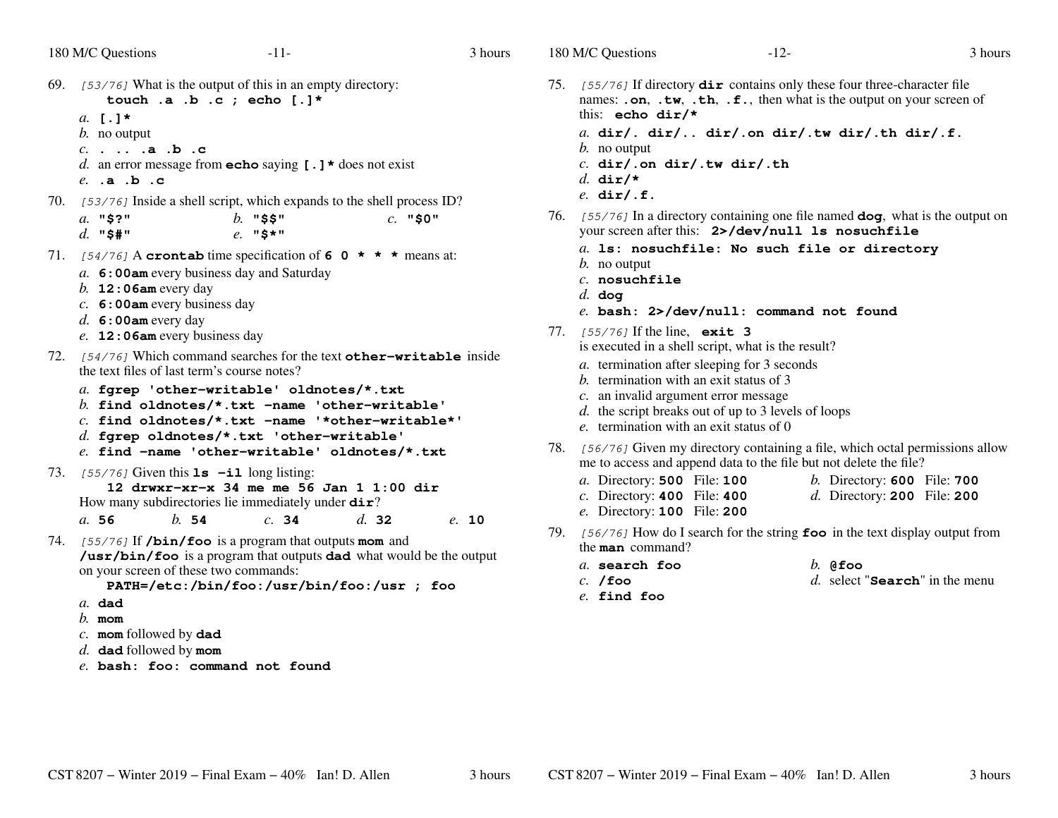69. *[53/76]* What is the output of this in an empty directory:
    **touch .a .b .c ; echo [.]***

    *a.* **[.]***
    *b.* no output
    *c.* **. .. .a .b .c**
    *d.* an error message from **echo** saying **[.]*** does not exist
    *e.* **.a .b .c**

70. *[53/76]* Inside a shell script, which expands to the shell process ID?

    *a.* **"$?"**
    *b.* **"$$"**
    *c.* **"$0"**
    *d.* **"$#"**
    *e.* **"$*"**

71. *[54/76]* A **crontab** time specification of **6 0 * * *** means at:

    *a.* **6:00am** every business day and Saturday
    *b.* **12:06am** every day
    *c.* **6:00am** every business day
    *d.* **6:00am** every day
    *e.* **12:06am** every business day

72. *[54/76]* Which command searches for the text **other-writable** inside the text files of last term's course notes?

    *a.* **fgrep 'other-writable' oldnotes/*.txt**
    *b.* **find oldnotes/*.txt -name 'other-writable'**
    *c.* **find oldnotes/*.txt -name '*other-writable*'**
    *d.* **fgrep oldnotes/*.txt 'other-writable'**
    *e.* **find -name 'other-writable' oldnotes/*.txt**

73. *[55/76]* Given this **ls -il** long listing:
    **12 drwxr-xr-x 34 me me 56 Jan 1 1:00 dir**
    How many subdirectories lie immediately under **dir**?

    *a.* **56**
    *b.* **54**
    *c.* **34**
    *d.* **32**
    *e.* **10**

74. *[55/76]* If **/bin/foo** is a program that outputs **mom** and **/usr/bin/foo** is a program that outputs **dad** what would be the output on your screen of these two commands:
    **PATH=/etc:/bin/foo:/usr/bin/foo:/usr ; foo**

    *a.* **dad**
    *b.* **mom**
    *c.* **mom** followed by **dad**
    *d.* **dad** followed by **mom**
    *e.* **bash: foo: command not found**

75. *[55/76]* If directory **dir** contains only these four three-character file names: **.on**, **.tw**, **.th**, **.f.**, then what is the output on your screen of this: **echo dir/***

    *a.* **dir/. dir/.. dir/.on dir/.tw dir/.th dir/.f.**
    *b.* no output
    *c.* **dir/.on dir/.tw dir/.th**
    *d.* **dir/***
    *e.* **dir/.f.**

76. *[55/76]* In a directory containing one file named **dog**, what is the output on your screen after this: **2>/dev/null ls nosuchfile**

    *a.* **ls: nosuchfile: No such file or directory**
    *b.* no output
    *c.* **nosuchfile**
    *d.* **dog**
    *e.* **bash: 2>/dev/null: command not found**

77. *[55/76]* If the line, **exit 3**
    is executed in a shell script, what is the result?

    *a.* termination after sleeping for 3 seconds
    *b.* termination with an exit status of 3
    *c.* an invalid argument error message
    *d.* the script breaks out of up to 3 levels of loops
    *e.* termination with an exit status of 0

78. *[56/76]* Given my directory containing a file, which octal permissions allow me to access and append data to the file but not delete the file?

    *a.* Directory: **500** File: **100**
    *b.* Directory: **600** File: **700**
    *c.* Directory: **400** File: **400**
    *d.* Directory: **200** File: **200**
    *e.* Directory: **100** File: **200**

79. *[56/76]* How do I search for the string **foo** in the text display output from the **man** command?

    *a.* **search foo**
    *b.* **@foo**
    *c.* **/foo**
    *d.* select "**Search**" in the menu
    *e.* **find foo**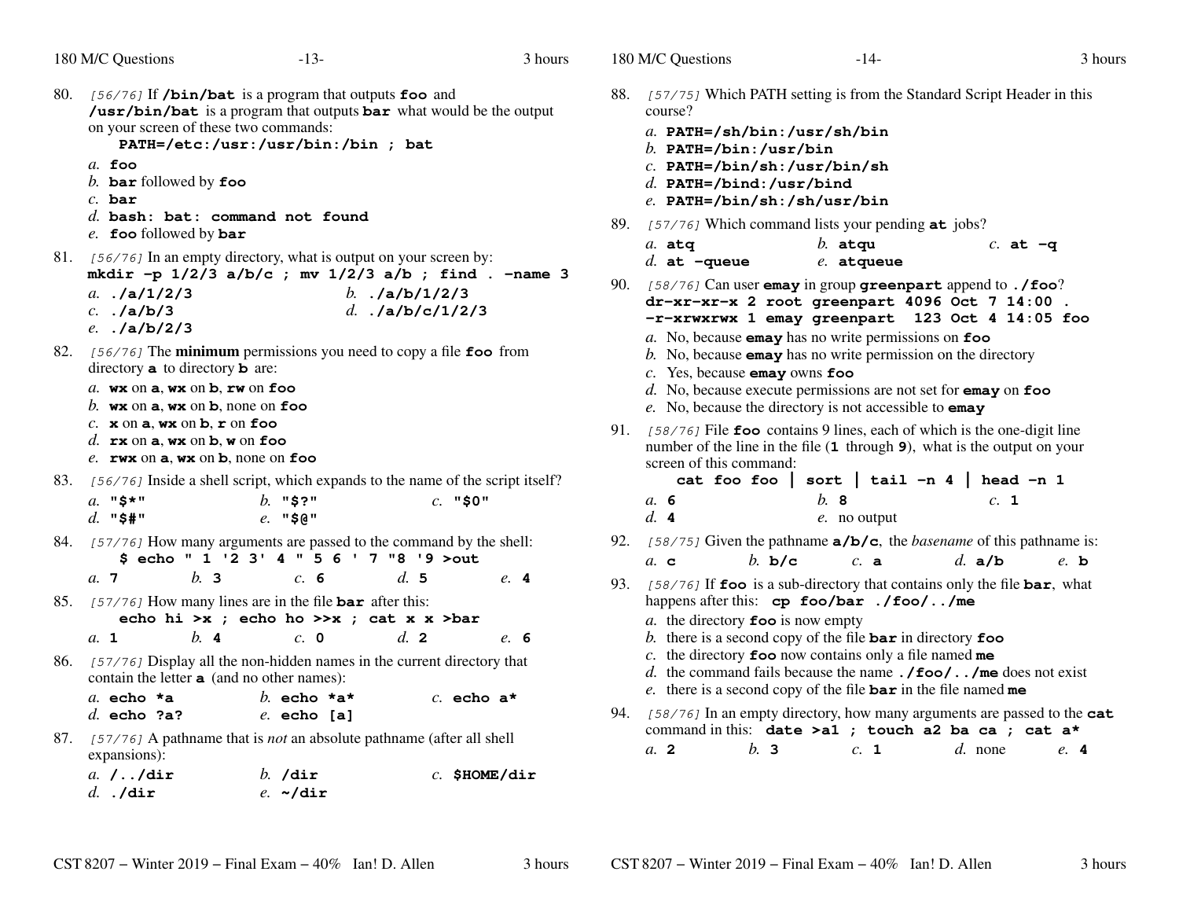80. *[56/76]* If **/bin/bat** is a program that outputs **foo** and **/usr/bin/bat** is a program that outputs **bar** what would be the output on your screen of these two commands:
    **PATH=/etc:/usr:/usr/bin:/bin ; bat**

    *a.* **foo**
    *b.* **bar** followed by **foo**
    *c.* **bar**
    *d.* **bash: bat: command not found**
    *e.* **foo** followed by **bar**

81. *[56/76]* In an empty directory, what is output on your screen by:
    **mkdir -p 1/2/3 a/b/c ; mv 1/2/3 a/b ; find . -name 3**

    *a.* **./a/1/2/3** *b.* **./a/b/1/2/3**
    *c.* **./a/b/3** *d.* **./a/b/c/1/2/3**
    *e.* **./a/b/2/3**

82. *[56/76]* The **minimum** permissions you need to copy a file **foo** from directory **a** to directory **b** are:

    *a.* **wx** on **a**, **wx** on **b**, **rw** on **foo**
    *b.* **wx** on **a**, **wx** on **b**, none on **foo**
    *c.* **x** on **a**, **wx** on **b**, **r** on **foo**
    *d.* **rx** on **a**, **wx** on **b**, **w** on **foo**
    *e.* **rwx** on **a**, **wx** on **b**, none on **foo**

83. *[56/76]* Inside a shell script, which expands to the name of the script itself?

    *a.* **"$*"** *b.* **"$?"** *c.* **"$0"**
    *d.* **"$#"** *e.* **"$@"**

84. *[57/76]* How many arguments are passed to the command by the shell:
    **$ echo " 1 '2 3' 4 " 5 6 ' 7 "8 '9 >out**

    *a.* **7** *b.* **3** *c.* **6** *d.* **5** *e.* **4**

85. *[57/76]* How many lines are in the file **bar** after this:
    **echo hi >x ; echo ho >>x ; cat x x >bar**

    *a.* **1** *b.* **4** *c.* **0** *d.* **2** *e.* **6**

86. *[57/76]* Display all the non-hidden names in the current directory that contain the letter **a** (and no other names):

    *a.* **echo *a** *b.* **echo *a*** *c.* **echo a***
    *d.* **echo ?a?** *e.* **echo [a]**

87. *[57/76]* A pathname that is *not* an absolute pathname (after all shell expansions):

    *a.* **/../dir** *b.* **/dir** *c.* **$HOME/dir**
    *d.* **./dir** *e.* **~/dir**

88. *[57/75]* Which PATH setting is from the Standard Script Header in this course?

    *a.* **PATH=/sh/bin:/usr/sh/bin**
    *b.* **PATH=/bin:/usr/bin**
    *c.* **PATH=/bin/sh:/usr/bin/sh**
    *d.* **PATH=/bind:/usr/bind**
    *e.* **PATH=/bin/sh:/sh/usr/bin**

89. *[57/76]* Which command lists your pending **at** jobs?

    *a.* **atq** *b.* **atqu** *c.* **at -q**
    *d.* **at -queue** *e.* **atqueue**

90. *[58/76]* Can user **emay** in group **greenpart** append to **./foo**?
    **dr-xr-xr-x 2 root greenpart 4096 Oct 7 14:00 .**
    **-r-xrwxrwx 1 emay greenpart 123 Oct 4 14:05 foo**

    *a.* No, because **emay** has no write permissions on **foo**
    *b.* No, because **emay** has no write permission on the directory
    *c.* Yes, because **emay** owns **foo**
    *d.* No, because execute permissions are not set for **emay** on **foo**
    *e.* No, because the directory is not accessible to **emay**

91. *[58/76]* File **foo** contains 9 lines, each of which is the one-digit line number of the line in the file (**1** through **9**), what is the output on your screen of this command:
    **cat foo foo | sort | tail -n 4 | head -n 1**

    *a.* **6** *b.* **8** *c.* **1**
    *d.* **4** *e.* no output

92. *[58/75]* Given the pathname **a/b/c**, the *basename* of this pathname is:

    *a.* **c** *b.* **b/c** *c.* **a** *d.* **a/b** *e.* **b**

93. *[58/76]* If **foo** is a sub-directory that contains only the file **bar**, what happens after this: **cp foo/bar ./foo/../me**

    *a.* the directory **foo** is now empty
    *b.* there is a second copy of the file **bar** in directory **foo**
    *c.* the directory **foo** now contains only a file named **me**
    *d.* the command fails because the name **./foo/../me** does not exist
    *e.* there is a second copy of the file **bar** in the file named **me**

94. *[58/76]* In an empty directory, how many arguments are passed to the **cat** command in this: **date >a1 ; touch a2 ba ca ; cat a***

    *a.* **2** *b.* **3** *c.* **1** *d.* none *e.* **4**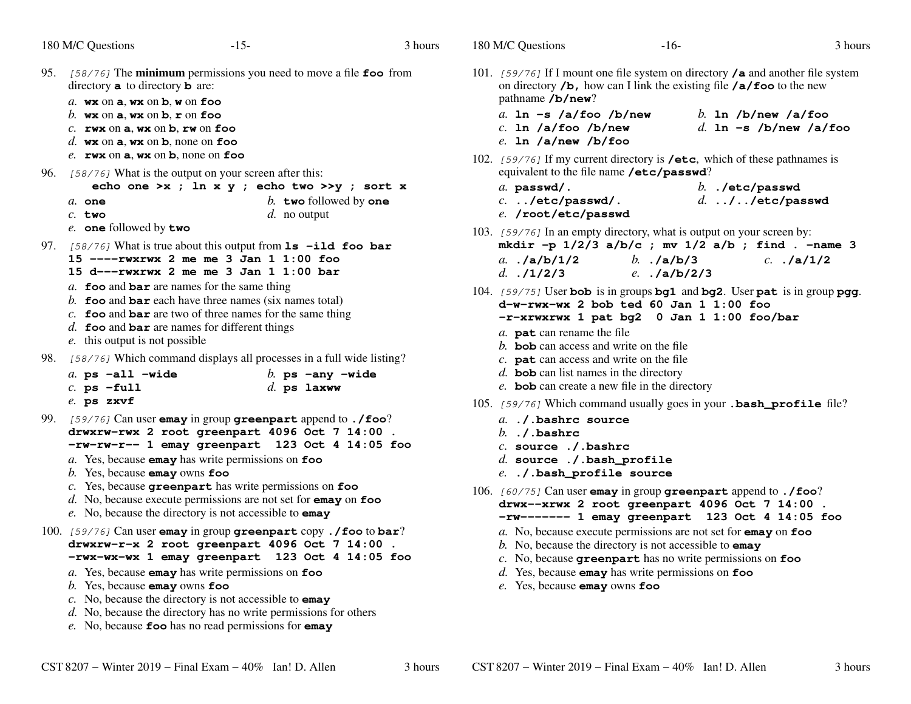95. *[58/76]* The **minimum** permissions you need to move a file **foo** from directory **a** to directory **b** are:

   *a.* **wx** on **a**, **wx** on **b**, **w** on **foo**
   *b.* **wx** on **a**, **wx** on **b**, **r** on **foo**
   *c.* **rwx** on **a**, **wx** on **b**, **rw** on **foo**
   *d.* **wx** on **a**, **wx** on **b**, none on **foo**
   *e.* **rwx** on **a**, **wx** on **b**, none on **foo**

96. *[58/76]* What is the output on your screen after this:
   **echo one >x ; ln x y ; echo two >>y ; sort x**

   *a.* **one**
   *b.* **two** followed by **one**
   *c.* **two**
   *d.* no output
   *e.* **one** followed by **two**

97. *[58/76]* What is true about this output from **ls -ild foo bar**

```
15 ----rwxrwx 2 me me 3 Jan 1 1:00 foo
15 d---rwxrwx 2 me me 3 Jan 1 1:00 bar
```

   *a.* **foo** and **bar** are names for the same thing
   *b.* **foo** and **bar** each have three names (six names total)
   *c.* **foo** and **bar** are two of three names for the same thing
   *d.* **foo** and **bar** are names for different things
   *e.* this output is not possible

98. *[58/76]* Which command displays all processes in a full wide listing?

   *a.* **ps -all -wide**
   *b.* **ps -any -wide**
   *c.* **ps -full**
   *d.* **ps laxww**
   *e.* **ps zxvf**

99. *[59/76]* Can user **emay** in group **greenpart** append to **./foo**?

```
drwxrw-rwx 2 root greenpart 4096 Oct 7 14:00 .
-rw-rw-r-- 1 emay greenpart  123 Oct 4 14:05 foo
```

   *a.* Yes, because **emay** has write permissions on **foo**
   *b.* Yes, because **emay** owns **foo**
   *c.* Yes, because **greenpart** has write permissions on **foo**
   *d.* No, because execute permissions are not set for **emay** on **foo**
   *e.* No, because the directory is not accessible to **emay**

100. *[59/76]* Can user **emay** in group **greenpart** copy **./foo** to **bar**?

```
drwxrw-r-x 2 root greenpart 4096 Oct 7 14:00 .
-rwx-wx-wx 1 emay greenpart  123 Oct 4 14:05 foo
```

   *a.* Yes, because **emay** has write permissions on **foo**
   *b.* Yes, because **emay** owns **foo**
   *c.* No, because the directory is not accessible to **emay**
   *d.* No, because the directory has no write permissions for others
   *e.* No, because **foo** has no read permissions for **emay**

101. *[59/76]* If I mount one file system on directory **/a** and another file system on directory **/b,** how can I link the existing file **/a/foo** to the new pathname **/b/new**?

   *a.* **ln -s /a/foo /b/new**
   *b.* **ln /b/new /a/foo**
   *c.* **ln /a/foo /b/new**
   *d.* **ln -s /b/new /a/foo**
   *e.* **ln /a/new /b/foo**

102. *[59/76]* If my current directory is **/etc**, which of these pathnames is equivalent to the file name **/etc/passwd**?

   *a.* **passwd/.**
   *b.* **./etc/passwd**
   *c.* **../etc/passwd/.**
   *d.* **../../etc/passwd**
   *e.* **/root/etc/passwd**

103. *[59/76]* In an empty directory, what is output on your screen by:
   **mkdir -p 1/2/3 a/b/c ; mv 1/2 a/b ; find . -name 3**

   *a.* **./a/b/1/2**
   *b.* **./a/b/3**
   *c.* **./a/1/2**
   *d.* **./1/2/3**
   *e.* **./a/b/2/3**

104. *[59/75]* User **bob** is in groups **bg1** and **bg2**. User **pat** is in group **pgg**.

```
d-w-rwx-wx 2 bob ted 60 Jan 1 1:00 foo
-r-xrwxrwx 1 pat bg2  0 Jan 1 1:00 foo/bar
```

   *a.* **pat** can rename the file
   *b.* **bob** can access and write on the file
   *c.* **pat** can access and write on the file
   *d.* **bob** can list names in the directory
   *e.* **bob** can create a new file in the directory

105. *[59/76]* Which command usually goes in your **.bash_profile** file?

   *a.* **./.bashrc source**
   *b.* **./.bashrc**
   *c.* **source ./.bashrc**
   *d.* **source ./.bash_profile**
   *e.* **./.bash_profile source**

106. *[60/75]* Can user **emay** in group **greenpart** append to **./foo**?

```
drwx--xrwx 2 root greenpart 4096 Oct 7 14:00 .
-rw------- 1 emay greenpart  123 Oct 4 14:05 foo
```

   *a.* No, because execute permissions are not set for **emay** on **foo**
   *b.* No, because the directory is not accessible to **emay**
   *c.* No, because **greenpart** has no write permissions on **foo**
   *d.* Yes, because **emay** has write permissions on **foo**
   *e.* Yes, because **emay** owns **foo**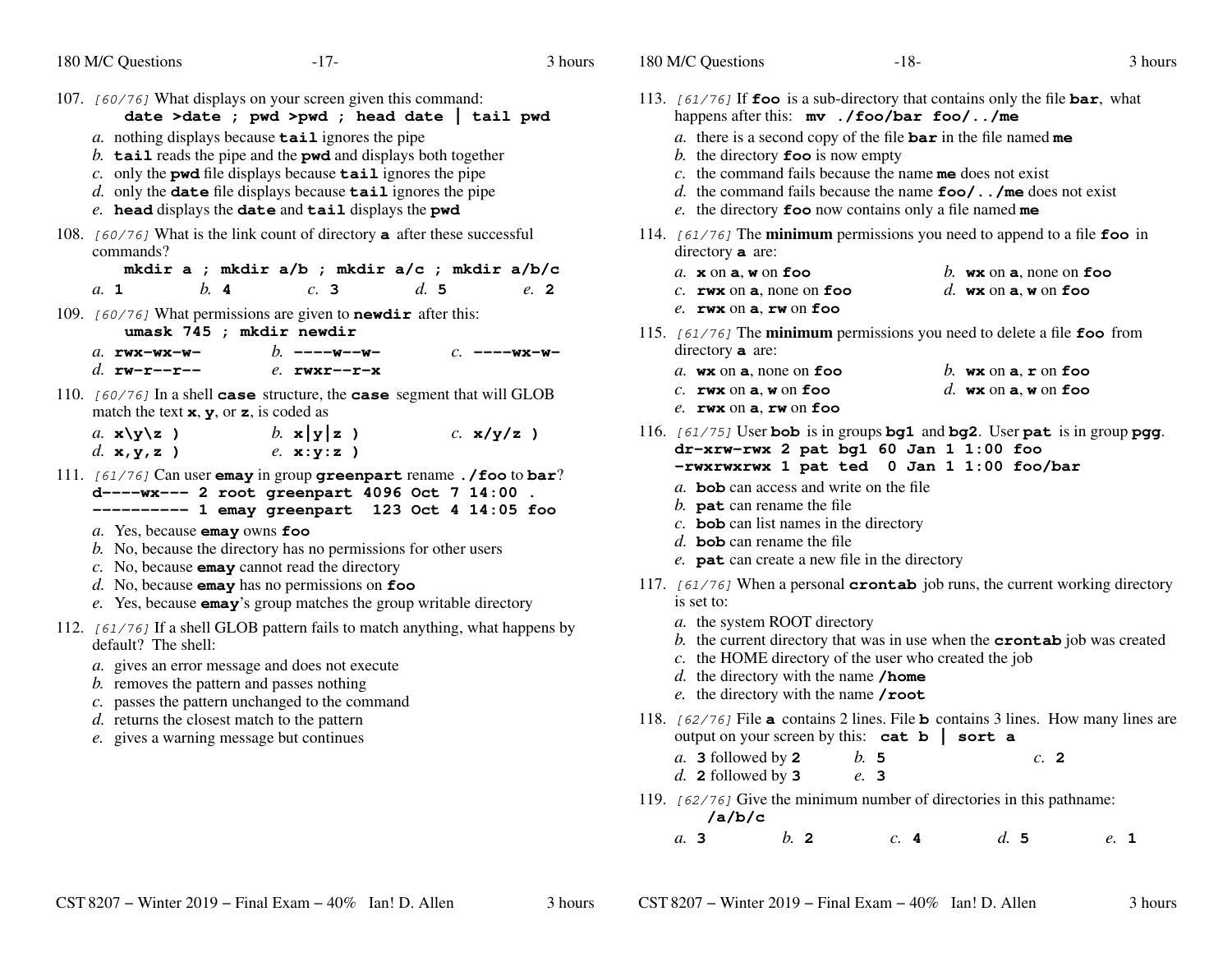107. *[60/76]* What displays on your screen given this command:
    **`date >date ; pwd >pwd ; head date | tail pwd`**
    *a.* nothing displays because **`tail`** ignores the pipe
    *b.* **`tail`** reads the pipe and the **`pwd`** and displays both together
    *c.* only the **`pwd`** file displays because **`tail`** ignores the pipe
    *d.* only the **`date`** file displays because **`tail`** ignores the pipe
    *e.* **`head`** displays the **`date`** and **`tail`** displays the **`pwd`**

108. *[60/76]* What is the link count of directory **`a`** after these successful commands?
    **`mkdir a ; mkdir a/b ; mkdir a/c ; mkdir a/b/c`**
    *a.* **`1`** *b.* **`4`** *c.* **`3`** *d.* **`5`** *e.* **`2`**

109. *[60/76]* What permissions are given to **`newdir`** after this:
    **`umask 745 ; mkdir newdir`**
    *a.* **`rwx-wx-w-`** *b.* **`----w--w-`** *c.* **`----wx-w-`**
    *d.* **`rw-r--r--`** *e.* **`rwxr--r-x`**

110. *[60/76]* In a shell **`case`** structure, the **`case`** segment that will GLOB match the text **`x`**, **`y`**, or **`z`**, is coded as
    *a.* **`x\y\z )`** *b.* **`x|y|z )`** *c.* **`x/y/z )`**
    *d.* **`x,y,z )`** *e.* **`x:y:z )`**

111. *[61/76]* Can user **`emay`** in group **`greenpart`** rename **`./foo`** to **`bar`**?
    **`d----wx--- 2 root greenpart 4096 Oct 7 14:00 .`**
    **`---------- 1 emay greenpart  123 Oct 4 14:05 foo`**
    *a.* Yes, because **`emay`** owns **`foo`**
    *b.* No, because the directory has no permissions for other users
    *c.* No, because **`emay`** cannot read the directory
    *d.* No, because **`emay`** has no permissions on **`foo`**
    *e.* Yes, because **`emay`**'s group matches the group writable directory

112. *[61/76]* If a shell GLOB pattern fails to match anything, what happens by default? The shell:
    *a.* gives an error message and does not execute
    *b.* removes the pattern and passes nothing
    *c.* passes the pattern unchanged to the command
    *d.* returns the closest match to the pattern
    *e.* gives a warning message but continues

113. *[61/76]* If **`foo`** is a sub-directory that contains only the file **`bar`**, what happens after this: **`mv ./foo/bar foo/../me`**
    *a.* there is a second copy of the file **`bar`** in the file named **`me`**
    *b.* the directory **`foo`** is now empty
    *c.* the command fails because the name **`me`** does not exist
    *d.* the command fails because the name **`foo/../me`** does not exist
    *e.* the directory **`foo`** now contains only a file named **`me`**

114. *[61/76]* The **minimum** permissions you need to append to a file **`foo`** in directory **`a`** are:
    *a.* **`x`** on **`a`**, **`w`** on **`foo`**
    *b.* **`wx`** on **`a`**, none on **`foo`**
    *c.* **`rwx`** on **`a`**, none on **`foo`**
    *d.* **`wx`** on **`a`**, **`w`** on **`foo`**
    *e.* **`rwx`** on **`a`**, **`rw`** on **`foo`**

115. *[61/76]* The **minimum** permissions you need to delete a file **`foo`** from directory **`a`** are:
    *a.* **`wx`** on **`a`**, none on **`foo`**
    *b.* **`wx`** on **`a`**, **`r`** on **`foo`**
    *c.* **`rwx`** on **`a`**, **`w`** on **`foo`**
    *d.* **`wx`** on **`a`**, **`w`** on **`foo`**
    *e.* **`rwx`** on **`a`**, **`rw`** on **`foo`**

116. *[61/75]* User **`bob`** is in groups **`bg1`** and **`bg2`**. User **`pat`** is in group **`pgg`**.
    **`dr-xrw-rwx 2 pat bg1 60 Jan 1 1:00 foo`**
    **`-rwxrwxrwx 1 pat ted  0 Jan 1 1:00 foo/bar`**
    *a.* **`bob`** can access and write on the file
    *b.* **`pat`** can rename the file
    *c.* **`bob`** can list names in the directory
    *d.* **`bob`** can rename the file
    *e.* **`pat`** can create a new file in the directory

117. *[61/76]* When a personal **`crontab`** job runs, the current working directory is set to:
    *a.* the system ROOT directory
    *b.* the current directory that was in use when the **`crontab`** job was created
    *c.* the HOME directory of the user who created the job
    *d.* the directory with the name **`/home`**
    *e.* the directory with the name **`/root`**

118. *[62/76]* File **`a`** contains 2 lines. File **`b`** contains 3 lines. How many lines are output on your screen by this: **`cat b | sort a`**
    *a.* **`3`** followed by **`2`**
    *b.* **`5`**
    *c.* **`2`**
    *d.* **`2`** followed by **`3`**
    *e.* **`3`**

119. *[62/76]* Give the minimum number of directories in this pathname:
    **`/a/b/c`**
    *a.* **`3`** *b.* **`2`** *c.* **`4`** *d.* **`5`** *e.* **`1`**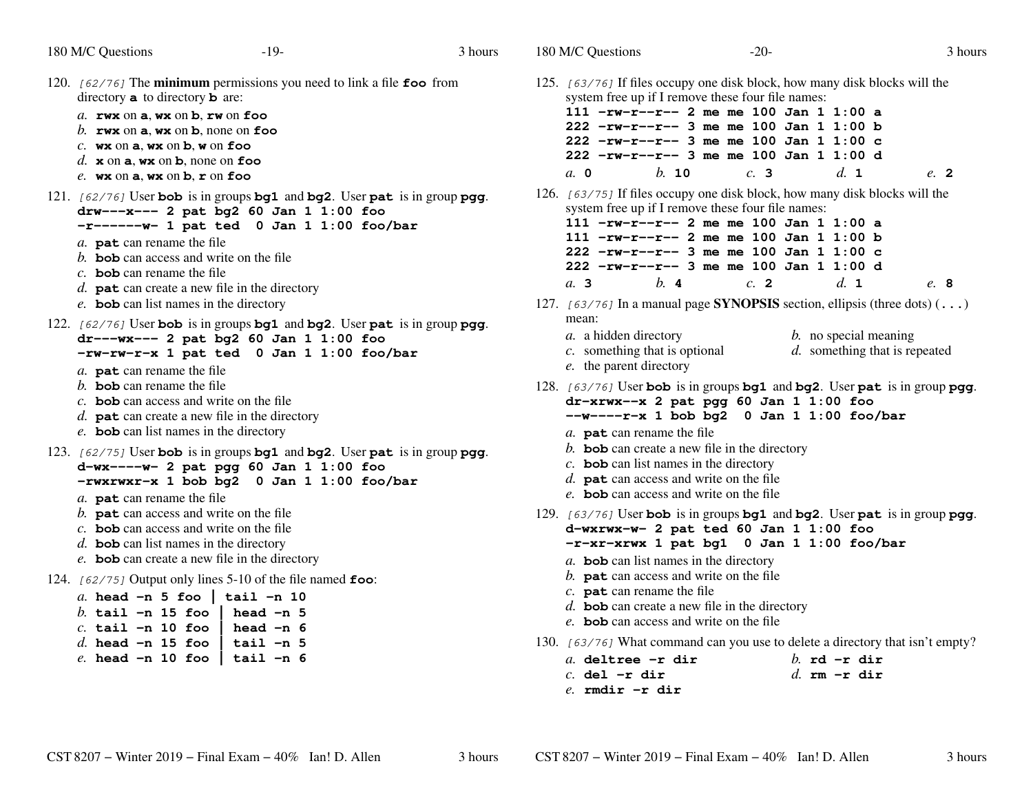120. *[62/76]* The **minimum** permissions you need to link a file **foo** from directory **a** to directory **b** are:

    *a.* **rwx** on **a**, **wx** on **b**, **rw** on **foo**
    *b.* **rwx** on **a**, **wx** on **b**, none on **foo**
    *c.* **wx** on **a**, **wx** on **b**, **w** on **foo**
    *d.* **x** on **a**, **wx** on **b**, none on **foo**
    *e.* **wx** on **a**, **wx** on **b**, **r** on **foo**

121. *[62/76]* User **bob** is in groups **bg1** and **bg2**. User **pat** is in group **pgg**.

```
drw---x--- 2 pat bg2 60 Jan 1 1:00 foo
-r------w- 1 pat ted  0 Jan 1 1:00 foo/bar
```

    *a.* **pat** can rename the file
    *b.* **bob** can access and write on the file
    *c.* **bob** can rename the file
    *d.* **pat** can create a new file in the directory
    *e.* **bob** can list names in the directory

122. *[62/76]* User **bob** is in groups **bg1** and **bg2**. User **pat** is in group **pgg**.

```
dr---wx--- 2 pat bg2 60 Jan 1 1:00 foo
-rw-rw-r-x 1 pat ted  0 Jan 1 1:00 foo/bar
```

    *a.* **pat** can rename the file
    *b.* **bob** can rename the file
    *c.* **bob** can access and write on the file
    *d.* **pat** can create a new file in the directory
    *e.* **bob** can list names in the directory

123. *[62/75]* User **bob** is in groups **bg1** and **bg2**. User **pat** is in group **pgg**.

```
d-wx----w- 2 pat pgg 60 Jan 1 1:00 foo
-rwxrwxr-x 1 bob bg2  0 Jan 1 1:00 foo/bar
```

    *a.* **pat** can rename the file
    *b.* **pat** can access and write on the file
    *c.* **bob** can access and write on the file
    *d.* **bob** can list names in the directory
    *e.* **bob** can create a new file in the directory

124. *[62/75]* Output only lines 5-10 of the file named **foo**:

    *a.* **head -n 5 foo | tail -n 10**
    *b.* **tail -n 15 foo | head -n 5**
    *c.* **tail -n 10 foo | head -n 6**
    *d.* **head -n 15 foo | tail -n 5**
    *e.* **head -n 10 foo | tail -n 6**

125. *[63/76]* If files occupy one disk block, how many disk blocks will the system free up if I remove these four file names:

```
111 -rw-r--r-- 2 me me 100 Jan 1 1:00 a
222 -rw-r--r-- 3 me me 100 Jan 1 1:00 b
222 -rw-r--r-- 3 me me 100 Jan 1 1:00 c
222 -rw-r--r-- 3 me me 100 Jan 1 1:00 d
```

    *a.* **0** *b.* **10** *c.* **3** *d.* **1** *e.* **2**

126. *[63/75]* If files occupy one disk block, how many disk blocks will the system free up if I remove these four file names:

```
111 -rw-r--r-- 2 me me 100 Jan 1 1:00 a
111 -rw-r--r-- 2 me me 100 Jan 1 1:00 b
222 -rw-r--r-- 3 me me 100 Jan 1 1:00 c
222 -rw-r--r-- 3 me me 100 Jan 1 1:00 d
```

    *a.* **3** *b.* **4** *c.* **2** *d.* **1** *e.* **8**

127. *[63/76]* In a manual page **SYNOPSIS** section, ellipsis (three dots) (**...**) mean:

    *a.* a hidden directory
    *b.* no special meaning
    *c.* something that is optional
    *d.* something that is repeated
    *e.* the parent directory

128. *[63/76]* User **bob** is in groups **bg1** and **bg2**. User **pat** is in group **pgg**.

```
dr-xrwx--x 2 pat pgg 60 Jan 1 1:00 foo
--w----r-x 1 bob bg2  0 Jan 1 1:00 foo/bar
```

    *a.* **pat** can rename the file
    *b.* **bob** can create a new file in the directory
    *c.* **bob** can list names in the directory
    *d.* **pat** can access and write on the file
    *e.* **bob** can access and write on the file

129. *[63/76]* User **bob** is in groups **bg1** and **bg2**. User **pat** is in group **pgg**.

```
d-wxrwx-w- 2 pat ted 60 Jan 1 1:00 foo
-r-xr-xrwx 1 pat bg1  0 Jan 1 1:00 foo/bar
```

    *a.* **bob** can list names in the directory
    *b.* **pat** can access and write on the file
    *c.* **pat** can rename the file
    *d.* **bob** can create a new file in the directory
    *e.* **bob** can access and write on the file

130. *[63/76]* What command can you use to delete a directory that isn't empty?

    *a.* **deltree -r dir**
    *b.* **rd -r dir**
    *c.* **del -r dir**
    *d.* **rm -r dir**
    *e.* **rmdir -r dir**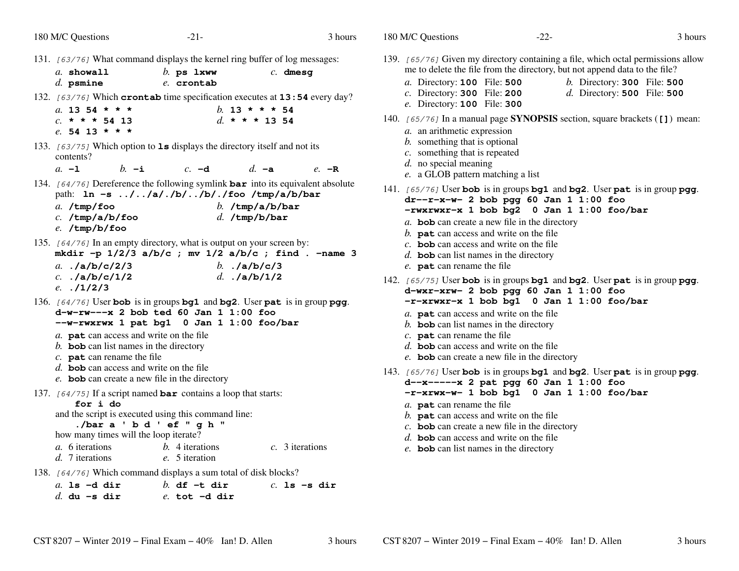131. *[63/76]* What command displays the kernel ring buffer of log messages:

*a.* **showall** *b.* **ps lxww** *c.* **dmesg**
*d.* **psmine** *e.* **crontab**

132. *[63/76]* Which **crontab** time specification executes at **13:54** every day?

*a.* **13 54 * * *** *b.* **13 * * * 54**
*c.* ** * * * 54 13** *d.* ** * * * 13 54**
*e.* **54 13 * * ***

133. *[63/75]* Which option to **ls** displays the directory itself and not its contents?

*a.* **-l** *b.* **-i** *c.* **-d** *d.* **-a** *e.* **-R**

134. *[64/76]* Dereference the following symlink **bar** into its equivalent absolute path: **ln -s ../../a/./b/../b/./foo /tmp/a/b/bar**

*a.* **/tmp/foo** *b.* **/tmp/a/b/bar**
*c.* **/tmp/a/b/foo** *d.* **/tmp/b/bar**
*e.* **/tmp/b/foo**

135. *[64/76]* In an empty directory, what is output on your screen by:
**mkdir -p 1/2/3 a/b/c ; mv 1/2 a/b/c ; find . -name 3**

*a.* **./a/b/c/2/3** *b.* **./a/b/c/3**
*c.* **./a/b/c/1/2** *d.* **./a/b/1/2**
*e.* **./1/2/3**

136. *[64/76]* User **bob** is in groups **bg1** and **bg2**. User **pat** is in group **pgg**.

```
d-w-rw---x 2 bob ted 60 Jan 1 1:00 foo
--w-rwxrwx 1 pat bg1  0 Jan 1 1:00 foo/bar
```

*a.* **pat** can access and write on the file
*b.* **bob** can list names in the directory
*c.* **pat** can rename the file
*d.* **bob** can access and write on the file
*e.* **bob** can create a new file in the directory

137. *[64/75]* If a script named **bar** contains a loop that starts:

```
for i do
```

and the script is executed using this command line:

```
./bar a ' b d ' ef " g h "
```

how many times will the loop iterate?

*a.* 6 iterations *b.* 4 iterations *c.* 3 iterations
*d.* 7 iterations *e.* 5 iteration

138. *[64/76]* Which command displays a sum total of disk blocks?

*a.* **ls -d dir** *b.* **df -t dir** *c.* **ls -s dir**
*d.* **du -s dir** *e.* **tot -d dir**

139. *[65/76]* Given my directory containing a file, which octal permissions allow me to delete the file from the directory, but not append data to the file?

*a.* Directory: **100** File: **500** *b.* Directory: **300** File: **500**
*c.* Directory: **300** File: **200** *d.* Directory: **500** File: **500**
*e.* Directory: **100** File: **300**

140. *[65/76]* In a manual page **SYNOPSIS** section, square brackets (**[]**) mean:

*a.* an arithmetic expression
*b.* something that is optional
*c.* something that is repeated
*d.* no special meaning
*e.* a GLOB pattern matching a list

141. *[65/76]* User **bob** is in groups **bg1** and **bg2**. User **pat** is in group **pgg**.

```
dr--r-x-w- 2 bob pgg 60 Jan 1 1:00 foo
-rwxrwxr-x 1 bob bg2  0 Jan 1 1:00 foo/bar
```

*a.* **bob** can create a new file in the directory
*b.* **pat** can access and write on the file
*c.* **bob** can access and write on the file
*d.* **bob** can list names in the directory
*e.* **pat** can rename the file

142. *[65/75]* User **bob** is in groups **bg1** and **bg2**. User **pat** is in group **pgg**.

```
d-wxr-xrw- 2 bob pgg 60 Jan 1 1:00 foo
-r-xrwxr-x 1 bob bg1  0 Jan 1 1:00 foo/bar
```

*a.* **pat** can access and write on the file
*b.* **bob** can list names in the directory
*c.* **pat** can rename the file
*d.* **bob** can access and write on the file
*e.* **bob** can create a new file in the directory

143. *[65/76]* User **bob** is in groups **bg1** and **bg2**. User **pat** is in group **pgg**.

```
d--x-----x 2 pat pgg 60 Jan 1 1:00 foo
-r-xrwx-w- 1 bob bg1  0 Jan 1 1:00 foo/bar
```

*a.* **pat** can rename the file
*b.* **pat** can access and write on the file
*c.* **bob** can create a new file in the directory
*d.* **bob** can access and write on the file
*e.* **bob** can list names in the directory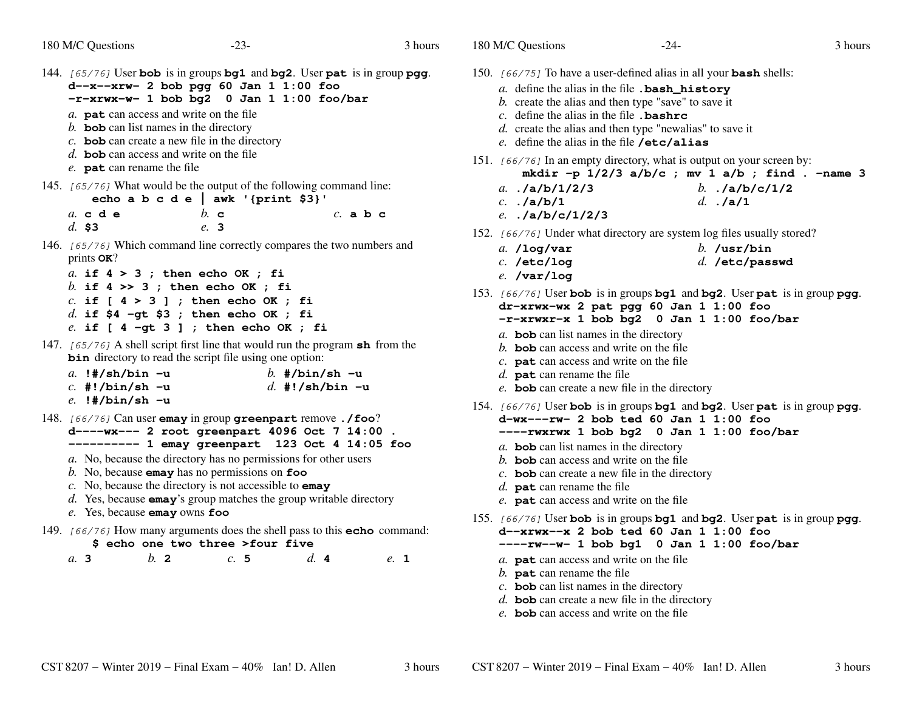144. *[65/76]* User **bob** is in groups **bg1** and **bg2**. User **pat** is in group **pgg**.

```
d--x--xrw- 2 bob pgg 60 Jan 1 1:00 foo
-r-xrwx-w- 1 bob bg2  0 Jan 1 1:00 foo/bar
```

*a.* **pat** can access and write on the file
*b.* **bob** can list names in the directory
*c.* **bob** can create a new file in the directory
*d.* **bob** can access and write on the file
*e.* **pat** can rename the file

145. *[65/76]* What would be the output of the following command line:

```
echo a b c d e | awk '{print $3}'
```

*a.* **c d e**
*b.* **c**
*c.* **a b c**
*d.* **$3**
*e.* **3**

146. *[65/76]* Which command line correctly compares the two numbers and prints **OK**?

*a.* **if 4 > 3 ; then echo OK ; fi**
*b.* **if 4 >> 3 ; then echo OK ; fi**
*c.* **if [ 4 > 3 ] ; then echo OK ; fi**
*d.* **if $4 -gt $3 ; then echo OK ; fi**
*e.* **if [ 4 -gt 3 ] ; then echo OK ; fi**

147. *[65/76]* A shell script first line that would run the program **sh** from the **bin** directory to read the script file using one option:

*a.* **!#/sh/bin -u**
*b.* **#/bin/sh -u**
*c.* **#!/bin/sh -u**
*d.* **#!/sh/bin -u**
*e.* **!#/bin/sh -u**

148. *[66/76]* Can user **emay** in group **greenpart** remove **./foo**?

```
d----wx--- 2 root greenpart 4096 Oct 7 14:00 .
---------- 1 emay greenpart  123 Oct 4 14:05 foo
```

*a.* No, because the directory has no permissions for other users
*b.* No, because **emay** has no permissions on **foo**
*c.* No, because the directory is not accessible to **emay**
*d.* Yes, because **emay**'s group matches the group writable directory
*e.* Yes, because **emay** owns **foo**

149. *[66/76]* How many arguments does the shell pass to this **echo** command:

```
$ echo one two three >four five
```

*a.* **3**
*b.* **2**
*c.* **5**
*d.* **4**
*e.* **1**

150. *[66/75]* To have a user-defined alias in all your **bash** shells:

*a.* define the alias in the file **.bash_history**
*b.* create the alias and then type "save" to save it
*c.* define the alias in the file **.bashrc**
*d.* create the alias and then type "newalias" to save it
*e.* define the alias in the file **/etc/alias**

151. *[66/76]* In an empty directory, what is output on your screen by:

```
mkdir -p 1/2/3 a/b/c ; mv 1 a/b ; find . -name 3
```

*a.* **./a/b/1/2/3**
*b.* **./a/b/c/1/2**
*c.* **./a/b/1**
*d.* **./a/1**
*e.* **./a/b/c/1/2/3**

152. *[66/76]* Under what directory are system log files usually stored?

*a.* **/log/var**
*b.* **/usr/bin**
*c.* **/etc/log**
*d.* **/etc/passwd**
*e.* **/var/log**

153. *[66/76]* User **bob** is in groups **bg1** and **bg2**. User **pat** is in group **pgg**.

```
dr-xrwx-wx 2 pat pgg 60 Jan 1 1:00 foo
-r-xrwxr-x 1 bob bg2  0 Jan 1 1:00 foo/bar
```

*a.* **bob** can list names in the directory
*b.* **bob** can access and write on the file
*c.* **pat** can access and write on the file
*d.* **pat** can rename the file
*e.* **bob** can create a new file in the directory

154. *[66/76]* User **bob** is in groups **bg1** and **bg2**. User **pat** is in group **pgg**.

```
d-wx---rw- 2 bob ted 60 Jan 1 1:00 foo
----rwxrwx 1 bob bg2  0 Jan 1 1:00 foo/bar
```

*a.* **bob** can list names in the directory
*b.* **bob** can access and write on the file
*c.* **bob** can create a new file in the directory
*d.* **pat** can rename the file
*e.* **pat** can access and write on the file

155. *[66/76]* User **bob** is in groups **bg1** and **bg2**. User **pat** is in group **pgg**.

```
d--xrwx--x 2 bob ted 60 Jan 1 1:00 foo
----rw--w- 1 bob bg1  0 Jan 1 1:00 foo/bar
```

*a.* **pat** can access and write on the file
*b.* **pat** can rename the file
*c.* **bob** can list names in the directory
*d.* **bob** can create a new file in the directory
*e.* **bob** can access and write on the file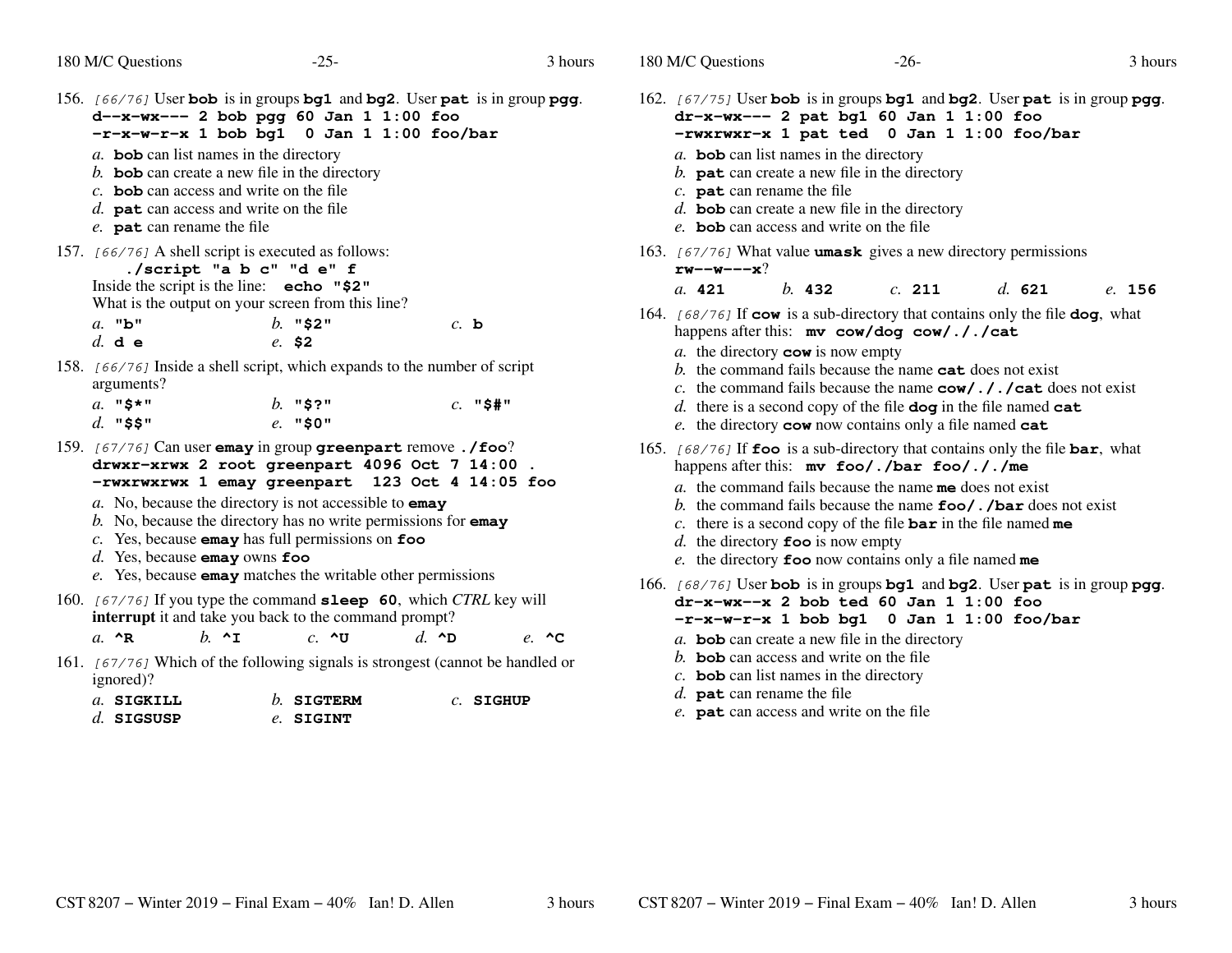156. *[66/76]* User **bob** is in groups **bg1** and **bg2**. User **pat** is in group **pgg**.

```
d--x-wx--- 2 bob pgg 60 Jan 1 1:00 foo
-r-x-w-r-x 1 bob bg1  0 Jan 1 1:00 foo/bar
```

*a.* **bob** can list names in the directory
*b.* **bob** can create a new file in the directory
*c.* **bob** can access and write on the file
*d.* **pat** can access and write on the file
*e.* **pat** can rename the file

157. *[66/76]* A shell script is executed as follows:

```
./script "a b c" "d e" f
```

Inside the script is the line: `echo "$2"`
What is the output on your screen from this line?

*a.* `"b"` *b.* `"$2"` *c.* `b`
*d.* `d e` *e.* `$2`

158. *[66/76]* Inside a shell script, which expands to the number of script arguments?

*a.* `"$*"` *b.* `"$?"` *c.* `"$#"`
*d.* `"$$"` *e.* `"$0"`

159. *[67/76]* Can user **emay** in group **greenpart** remove **./foo**?

```
drwxr-xrwx 2 root greenpart 4096 Oct 7 14:00 .
-rwxrwxrwx 1 emay greenpart  123 Oct 4 14:05 foo
```

*a.* No, because the directory is not accessible to **emay**
*b.* No, because the directory has no write permissions for **emay**
*c.* Yes, because **emay** has full permissions on **foo**
*d.* Yes, because **emay** owns **foo**
*e.* Yes, because **emay** matches the writable other permissions

160. *[67/76]* If you type the command **sleep 60**, which *CTRL* key will **interrupt** it and take you back to the command prompt?

*a.* `^R` *b.* `^I` *c.* `^U` *d.* `^D` *e.* `^C`

161. *[67/76]* Which of the following signals is strongest (cannot be handled or ignored)?

*a.* **SIGKILL** *b.* **SIGTERM** *c.* **SIGHUP**
*d.* **SIGSUSP** *e.* **SIGINT**

162. *[67/75]* User **bob** is in groups **bg1** and **bg2**. User **pat** is in group **pgg**.

```
dr-x-wx--- 2 pat bg1 60 Jan 1 1:00 foo
-rwxrwxr-x 1 pat ted  0 Jan 1 1:00 foo/bar
```

*a.* **bob** can list names in the directory
*b.* **pat** can create a new file in the directory
*c.* **pat** can rename the file
*d.* **bob** can create a new file in the directory
*e.* **bob** can access and write on the file

163. *[67/76]* What value **umask** gives a new directory permissions **rw--w---x**?

*a.* **421** *b.* **432** *c.* **211** *d.* **621** *e.* **156**

164. *[68/76]* If **cow** is a sub-directory that contains only the file **dog**, what happens after this: **mv cow/dog cow/././cat**

*a.* the directory **cow** is now empty
*b.* the command fails because the name **cat** does not exist
*c.* the command fails because the name **cow/././cat** does not exist
*d.* there is a second copy of the file **dog** in the file named **cat**
*e.* the directory **cow** now contains only a file named **cat**

165. *[68/76]* If **foo** is a sub-directory that contains only the file **bar**, what happens after this: **mv foo/./bar foo/././me**

*a.* the command fails because the name **me** does not exist
*b.* the command fails because the name **foo/./bar** does not exist
*c.* there is a second copy of the file **bar** in the file named **me**
*d.* the directory **foo** is now empty
*e.* the directory **foo** now contains only a file named **me**

166. *[68/76]* User **bob** is in groups **bg1** and **bg2**. User **pat** is in group **pgg**.

```
dr-x-wx--x 2 bob ted 60 Jan 1 1:00 foo
-r-x-w-r-x 1 bob bg1  0 Jan 1 1:00 foo/bar
```

*a.* **bob** can create a new file in the directory
*b.* **bob** can access and write on the file
*c.* **bob** can list names in the directory
*d.* **pat** can rename the file
*e.* **pat** can access and write on the file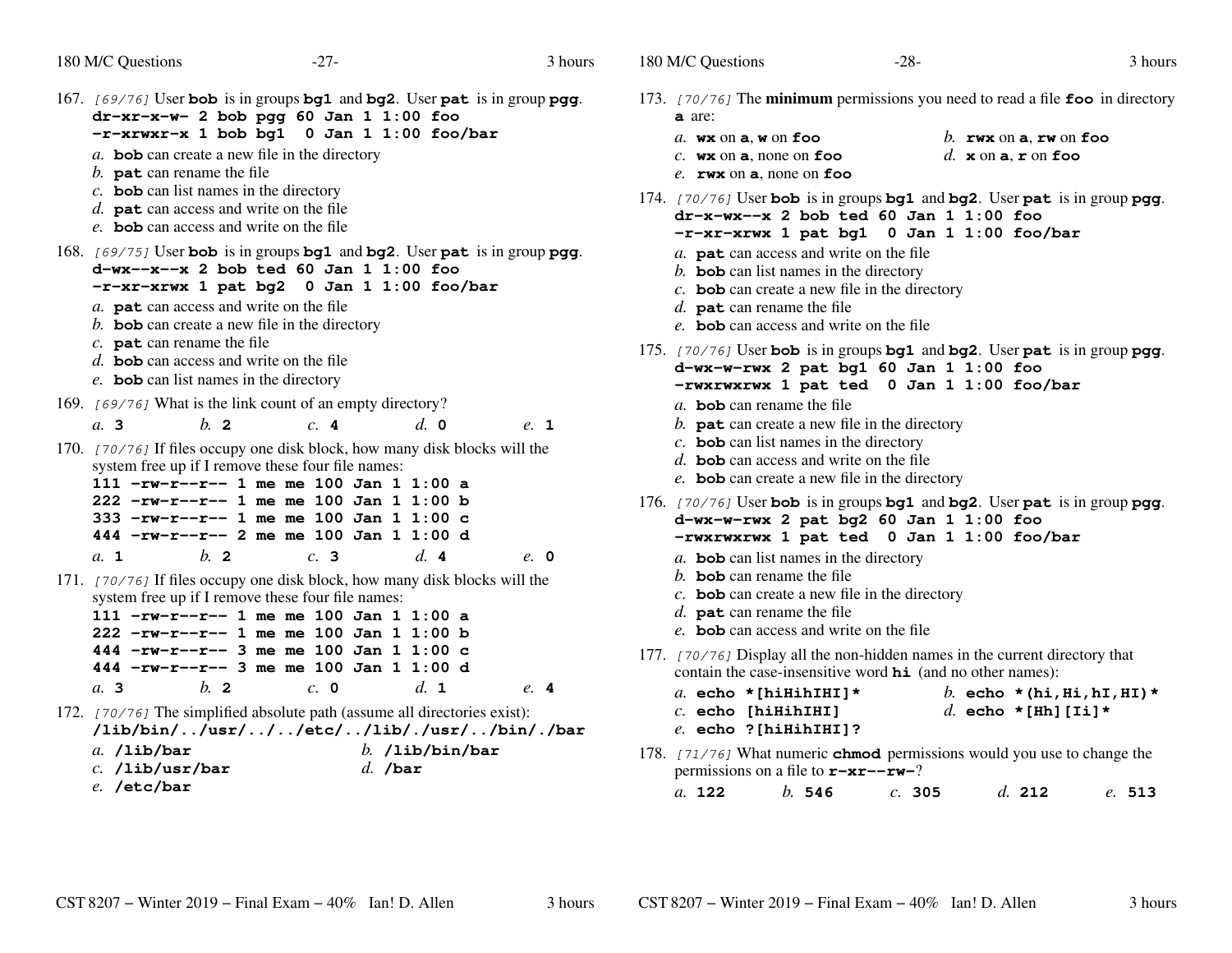167. *[69/76]* User **bob** is in groups **bg1** and **bg2**. User **pat** is in group **pgg**.
```
dr-xr-x-w- 2 bob pgg 60 Jan 1 1:00 foo
-r-xrwxr-x 1 bob bg1  0 Jan 1 1:00 foo/bar
```
*a.* **bob** can create a new file in the directory
*b.* **pat** can rename the file
*c.* **bob** can list names in the directory
*d.* **pat** can access and write on the file
*e.* **bob** can access and write on the file

168. *[69/75]* User **bob** is in groups **bg1** and **bg2**. User **pat** is in group **pgg**.
```
d-wx--x--x 2 bob ted 60 Jan 1 1:00 foo
-r-xr-xrwx 1 pat bg2  0 Jan 1 1:00 foo/bar
```
*a.* **pat** can access and write on the file
*b.* **bob** can create a new file in the directory
*c.* **pat** can rename the file
*d.* **bob** can access and write on the file
*e.* **bob** can list names in the directory

169. *[69/76]* What is the link count of an empty directory?

*a.* **3** *b.* **2** *c.* **4** *d.* **0** *e.* **1**

170. *[70/76]* If files occupy one disk block, how many disk blocks will the system free up if I remove these four file names:
```
111 -rw-r--r-- 1 me me 100 Jan 1 1:00 a
222 -rw-r--r-- 1 me me 100 Jan 1 1:00 b
333 -rw-r--r-- 1 me me 100 Jan 1 1:00 c
444 -rw-r--r-- 2 me me 100 Jan 1 1:00 d
```
*a.* **1** *b.* **2** *c.* **3** *d.* **4** *e.* **0**

171. *[70/76]* If files occupy one disk block, how many disk blocks will the system free up if I remove these four file names:
```
111 -rw-r--r-- 1 me me 100 Jan 1 1:00 a
222 -rw-r--r-- 1 me me 100 Jan 1 1:00 b
444 -rw-r--r-- 3 me me 100 Jan 1 1:00 c
444 -rw-r--r-- 3 me me 100 Jan 1 1:00 d
```
*a.* **3** *b.* **2** *c.* **0** *d.* **1** *e.* **4**

172. *[70/76]* The simplified absolute path (assume all directories exist):
**/lib/bin/../usr/../../etc/../lib/./usr/../bin/./bar**

*a.* **/lib/bar**
*b.* **/lib/bin/bar**
*c.* **/lib/usr/bar**
*d.* **/bar**
*e.* **/etc/bar**

173. *[70/76]* The **minimum** permissions you need to read a file **foo** in directory **a** are:

*a.* **wx** on **a**, **w** on **foo**
*b.* **rwx** on **a**, **rw** on **foo**
*c.* **wx** on **a**, none on **foo**
*d.* **x** on **a**, **r** on **foo**
*e.* **rwx** on **a**, none on **foo**

174. *[70/76]* User **bob** is in groups **bg1** and **bg2**. User **pat** is in group **pgg**.
```
dr-x-wx--x 2 bob ted 60 Jan 1 1:00 foo
-r-xr-xrwx 1 pat bg1  0 Jan 1 1:00 foo/bar
```
*a.* **pat** can access and write on the file
*b.* **bob** can list names in the directory
*c.* **bob** can create a new file in the directory
*d.* **pat** can rename the file
*e.* **bob** can access and write on the file

175. *[70/76]* User **bob** is in groups **bg1** and **bg2**. User **pat** is in group **pgg**.
```
d-wx-w-rwx 2 pat bg1 60 Jan 1 1:00 foo
-rwxrwxrwx 1 pat ted  0 Jan 1 1:00 foo/bar
```
*a.* **bob** can rename the file
*b.* **pat** can create a new file in the directory
*c.* **bob** can list names in the directory
*d.* **bob** can access and write on the file
*e.* **bob** can create a new file in the directory

176. *[70/76]* User **bob** is in groups **bg1** and **bg2**. User **pat** is in group **pgg**.
```
d-wx-w-rwx 2 pat bg2 60 Jan 1 1:00 foo
-rwxrwxrwx 1 pat ted  0 Jan 1 1:00 foo/bar
```
*a.* **bob** can list names in the directory
*b.* **bob** can rename the file
*c.* **bob** can create a new file in the directory
*d.* **pat** can rename the file
*e.* **bob** can access and write on the file

177. *[70/76]* Display all the non-hidden names in the current directory that contain the case-insensitive word **hi** (and no other names):

*a.* **echo *[hiHihIHI]***
*b.* **echo *(hi,Hi,hI,HI)***
*c.* **echo [hiHihIHI]**
*d.* **echo *[Hh][Ii]***
*e.* **echo ?[hiHihIHI]?**

178. *[71/76]* What numeric **chmod** permissions would you use to change the permissions on a file to **r-xr--rw-**?

*a.* **122** *b.* **546** *c.* **305** *d.* **212** *e.* **513**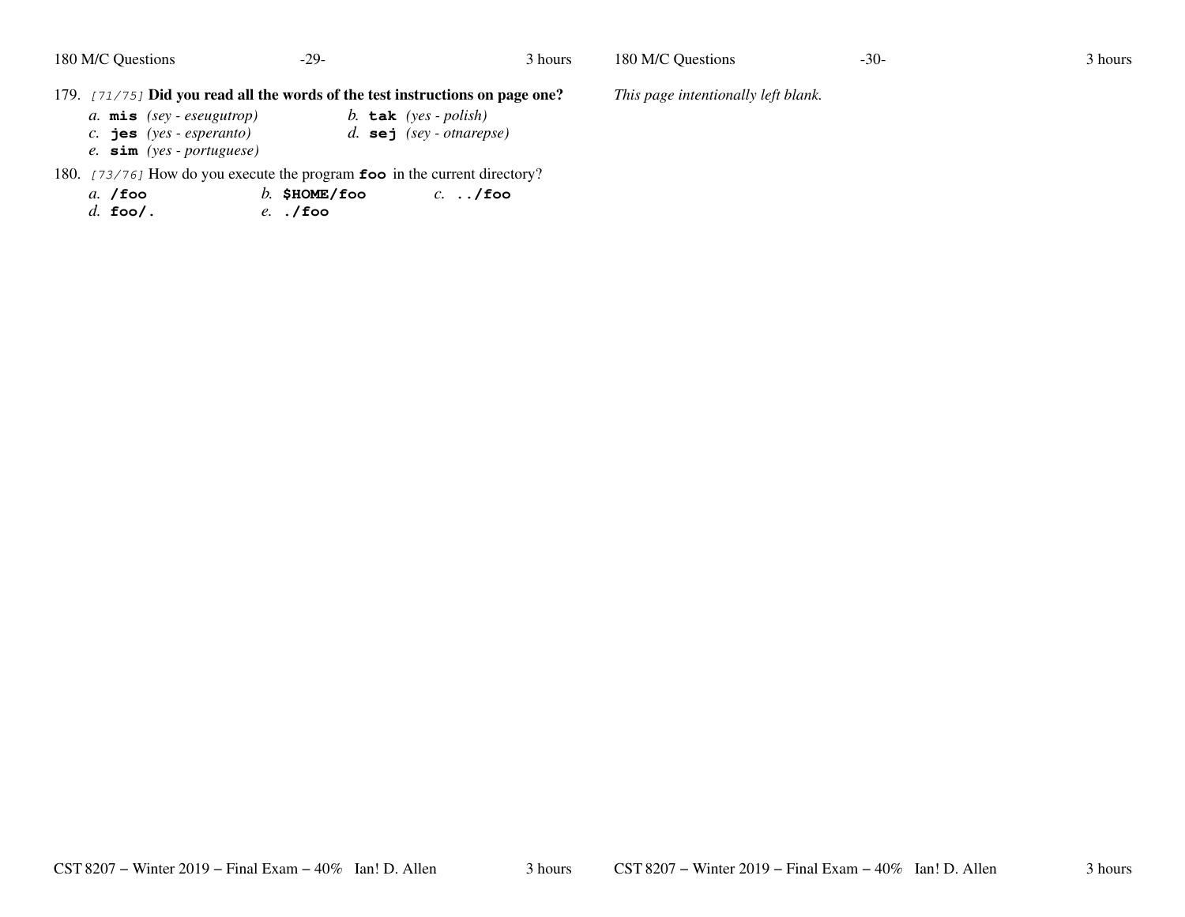179. *[71/75]* **Did you read all the words of the test instructions on page one?**

*a.* **mis** *(sey - eseugutrop)*
*b.* **tak** *(yes - polish)*
*c.* **jes** *(yes - esperanto)*
*d.* **sej** *(sey - otnarepse)*
*e.* **sim** *(yes - portuguese)*

180. *[73/76]* How do you execute the program **foo** in the current directory?

*a.* **/foo**
*b.* **$HOME/foo**
*c.* **../foo**
*d.* **foo/.**
*e.* **./foo**

*This page intentionally left blank.*